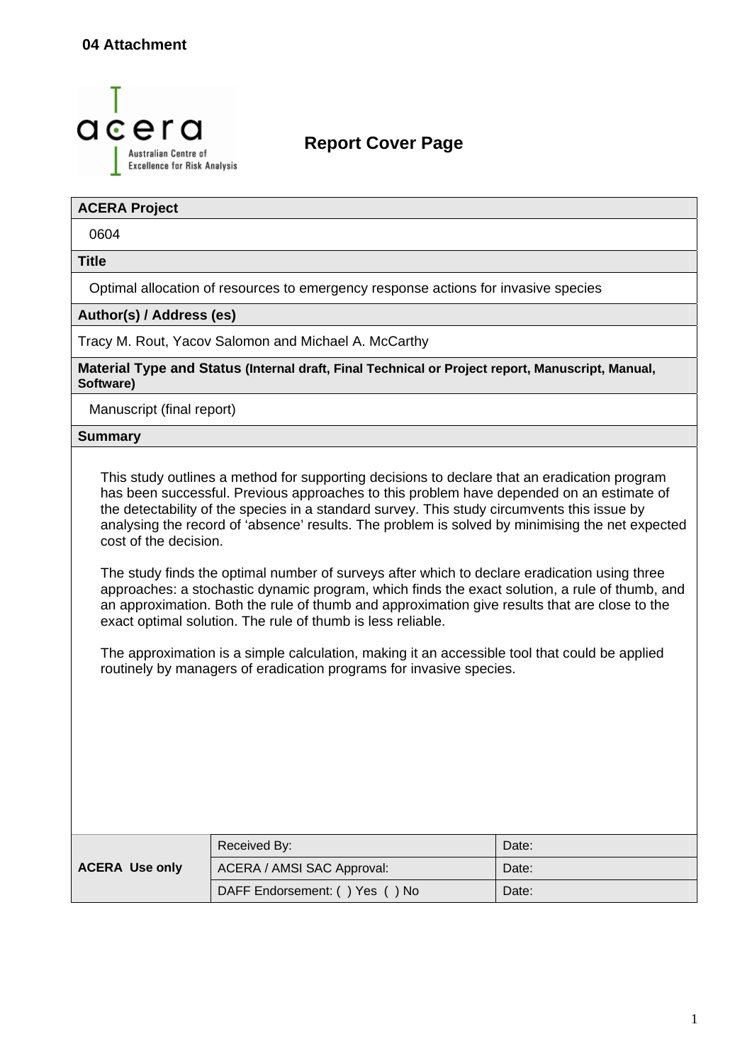**04 Attachment**

acera
Australian Centre of Excellence for Risk Analysis

# Report Cover Page

| **ACERA Project** |
|---|
| 0604 |
| **Title** |
| Optimal allocation of resources to emergency response actions for invasive species |
| **Author(s) / Address (es)** |
| Tracy M. Rout, Yacov Salomon and Michael A. McCarthy |
| **Material Type and Status (Internal draft, Final Technical or Project report, Manuscript, Manual, Software)** |
| Manuscript (final report) |
| **Summary** |

This study outlines a method for supporting decisions to declare that an eradication program has been successful. Previous approaches to this problem have depended on an estimate of the detectability of the species in a standard survey. This study circumvents this issue by analysing the record of 'absence' results. The problem is solved by minimising the net expected cost of the decision.

The study finds the optimal number of surveys after which to declare eradication using three approaches: a stochastic dynamic program, which finds the exact solution, a rule of thumb, and an approximation. Both the rule of thumb and approximation give results that are close to the exact optimal solution. The rule of thumb is less reliable.

The approximation is a simple calculation, making it an accessible tool that could be applied routinely by managers of eradication programs for invasive species.

| **ACERA Use only** | Received By: | Date: |
|---|---|---|
| | ACERA / AMSI SAC Approval: | Date: |
| | DAFF Endorsement: ( ) Yes ( ) No | Date: |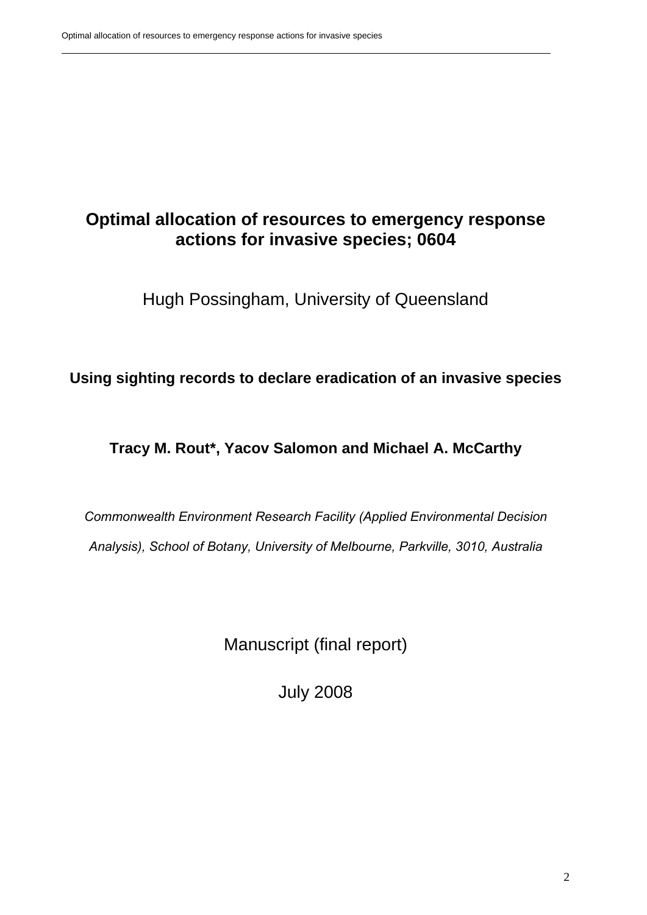# Optimal allocation of resources to emergency response actions for invasive species; 0604

Hugh Possingham, University of Queensland

## Using sighting records to declare eradication of an invasive species

**Tracy M. Rout*, Yacov Salomon and Michael A. McCarthy**

*Commonwealth Environment Research Facility (Applied Environmental Decision Analysis), School of Botany, University of Melbourne, Parkville, 3010, Australia*

Manuscript (final report)

July 2008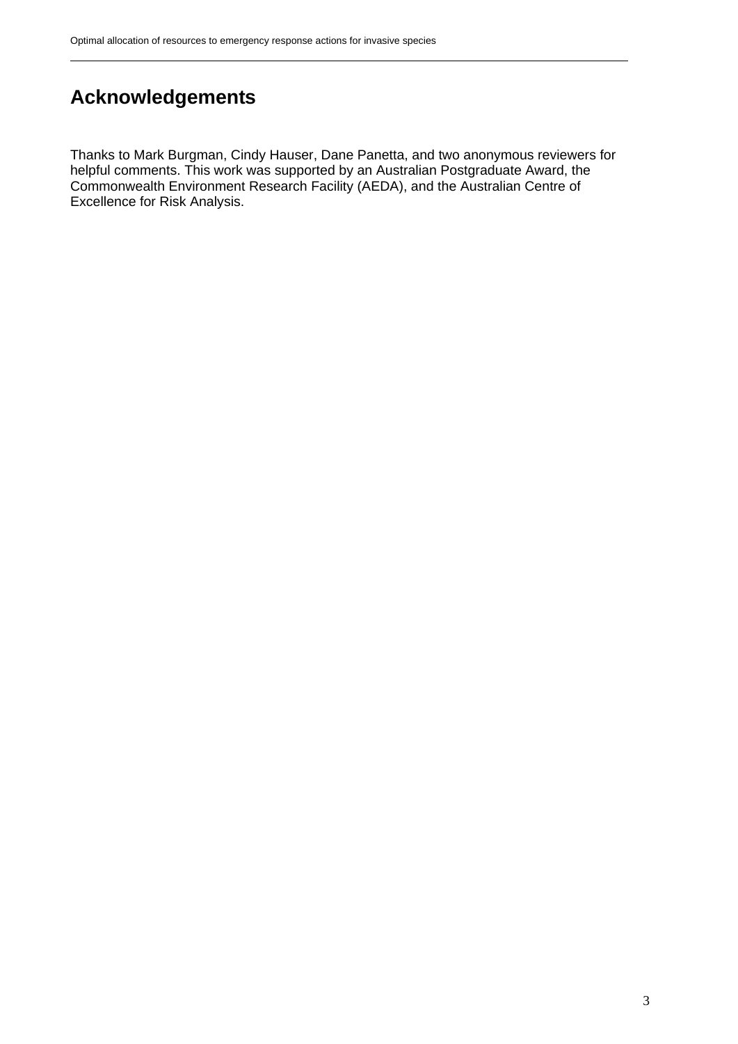# Acknowledgements

Thanks to Mark Burgman, Cindy Hauser, Dane Panetta, and two anonymous reviewers for helpful comments. This work was supported by an Australian Postgraduate Award, the Commonwealth Environment Research Facility (AEDA), and the Australian Centre of Excellence for Risk Analysis.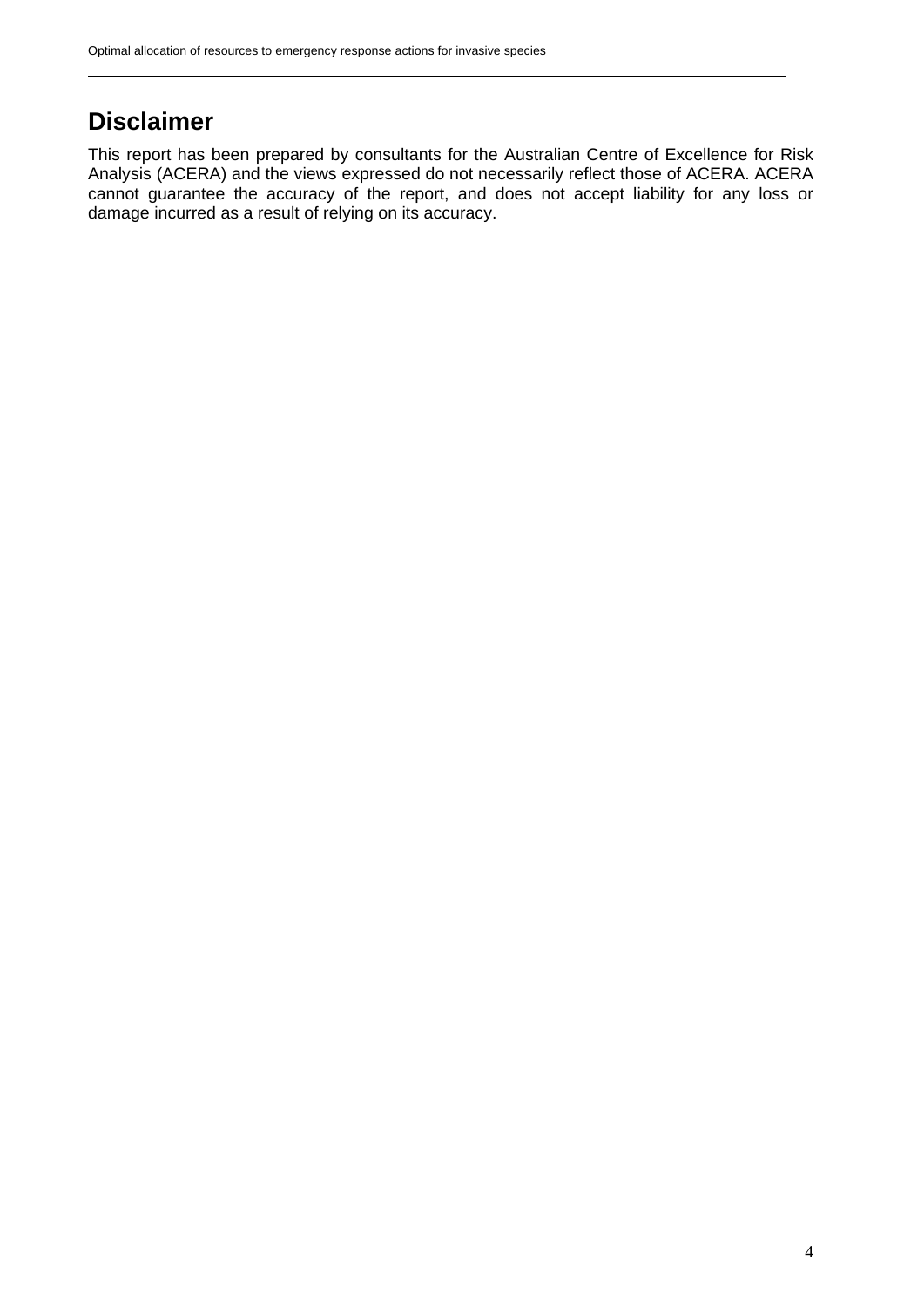# Disclaimer

This report has been prepared by consultants for the Australian Centre of Excellence for Risk Analysis (ACERA) and the views expressed do not necessarily reflect those of ACERA. ACERA cannot guarantee the accuracy of the report, and does not accept liability for any loss or damage incurred as a result of relying on its accuracy.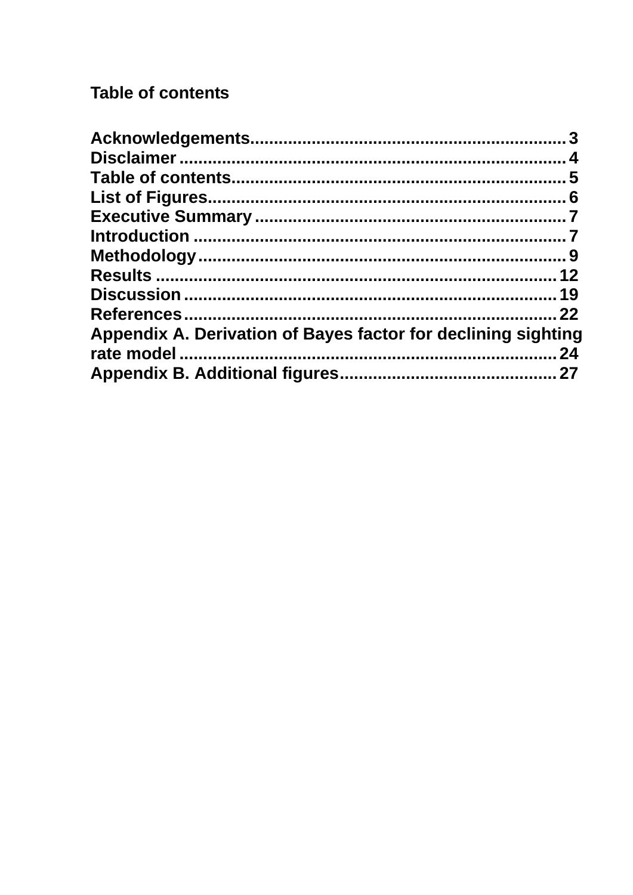## Table of contents

**Acknowledgements................................................................. 3**
**Disclaimer ................................................................................ 4**
**Table of contents...................................................................... 5**
**List of Figures........................................................................... 6**
**Executive Summary ................................................................ 7**
**Introduction ............................................................................. 7**
**Methodology............................................................................. 9**
**Results ................................................................................... 12**
**Discussion .............................................................................. 19**
**References.............................................................................. 22**
**Appendix A. Derivation of Bayes factor for declining sighting rate model .............................................................................. 24**
**Appendix B. Additional figures............................................. 27**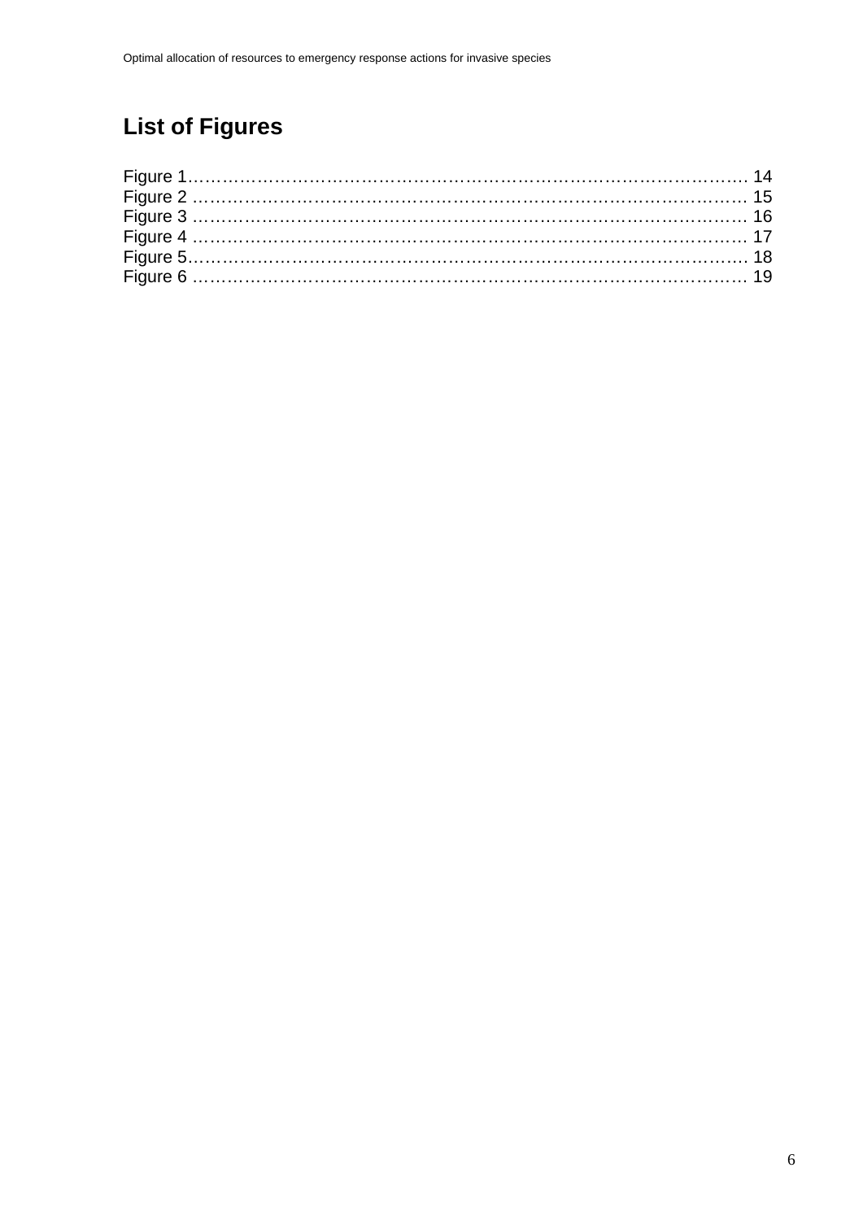## List of Figures

Figure 1………………………………………………………………………………… 14
Figure 2 ………………………………………………………………………………… 15
Figure 3 ………………………………………………………………………………… 16
Figure 4 ………………………………………………………………………………… 17
Figure 5………………………………………………………………………………… 18
Figure 6 ………………………………………………………………………………… 19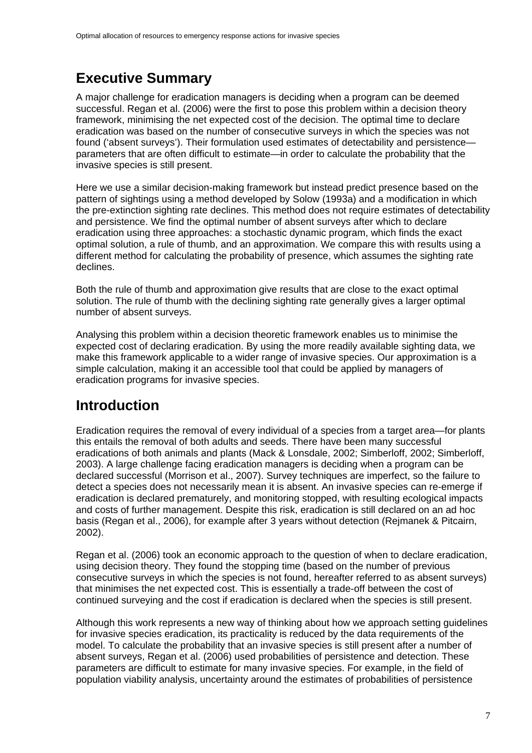## Executive Summary

A major challenge for eradication managers is deciding when a program can be deemed successful. Regan et al. (2006) were the first to pose this problem within a decision theory framework, minimising the net expected cost of the decision. The optimal time to declare eradication was based on the number of consecutive surveys in which the species was not found ('absent surveys'). Their formulation used estimates of detectability and persistence—parameters that are often difficult to estimate—in order to calculate the probability that the invasive species is still present.

Here we use a similar decision-making framework but instead predict presence based on the pattern of sightings using a method developed by Solow (1993a) and a modification in which the pre-extinction sighting rate declines. This method does not require estimates of detectability and persistence. We find the optimal number of absent surveys after which to declare eradication using three approaches: a stochastic dynamic program, which finds the exact optimal solution, a rule of thumb, and an approximation. We compare this with results using a different method for calculating the probability of presence, which assumes the sighting rate declines.

Both the rule of thumb and approximation give results that are close to the exact optimal solution. The rule of thumb with the declining sighting rate generally gives a larger optimal number of absent surveys.

Analysing this problem within a decision theoretic framework enables us to minimise the expected cost of declaring eradication. By using the more readily available sighting data, we make this framework applicable to a wider range of invasive species. Our approximation is a simple calculation, making it an accessible tool that could be applied by managers of eradication programs for invasive species.

## Introduction

Eradication requires the removal of every individual of a species from a target area—for plants this entails the removal of both adults and seeds. There have been many successful eradications of both animals and plants (Mack & Lonsdale, 2002; Simberloff, 2002; Simberloff, 2003). A large challenge facing eradication managers is deciding when a program can be declared successful (Morrison et al., 2007). Survey techniques are imperfect, so the failure to detect a species does not necessarily mean it is absent. An invasive species can re-emerge if eradication is declared prematurely, and monitoring stopped, with resulting ecological impacts and costs of further management. Despite this risk, eradication is still declared on an ad hoc basis (Regan et al., 2006), for example after 3 years without detection (Rejmanek & Pitcairn, 2002).

Regan et al. (2006) took an economic approach to the question of when to declare eradication, using decision theory. They found the stopping time (based on the number of previous consecutive surveys in which the species is not found, hereafter referred to as absent surveys) that minimises the net expected cost. This is essentially a trade-off between the cost of continued surveying and the cost if eradication is declared when the species is still present.

Although this work represents a new way of thinking about how we approach setting guidelines for invasive species eradication, its practicality is reduced by the data requirements of the model. To calculate the probability that an invasive species is still present after a number of absent surveys, Regan et al. (2006) used probabilities of persistence and detection. These parameters are difficult to estimate for many invasive species. For example, in the field of population viability analysis, uncertainty around the estimates of probabilities of persistence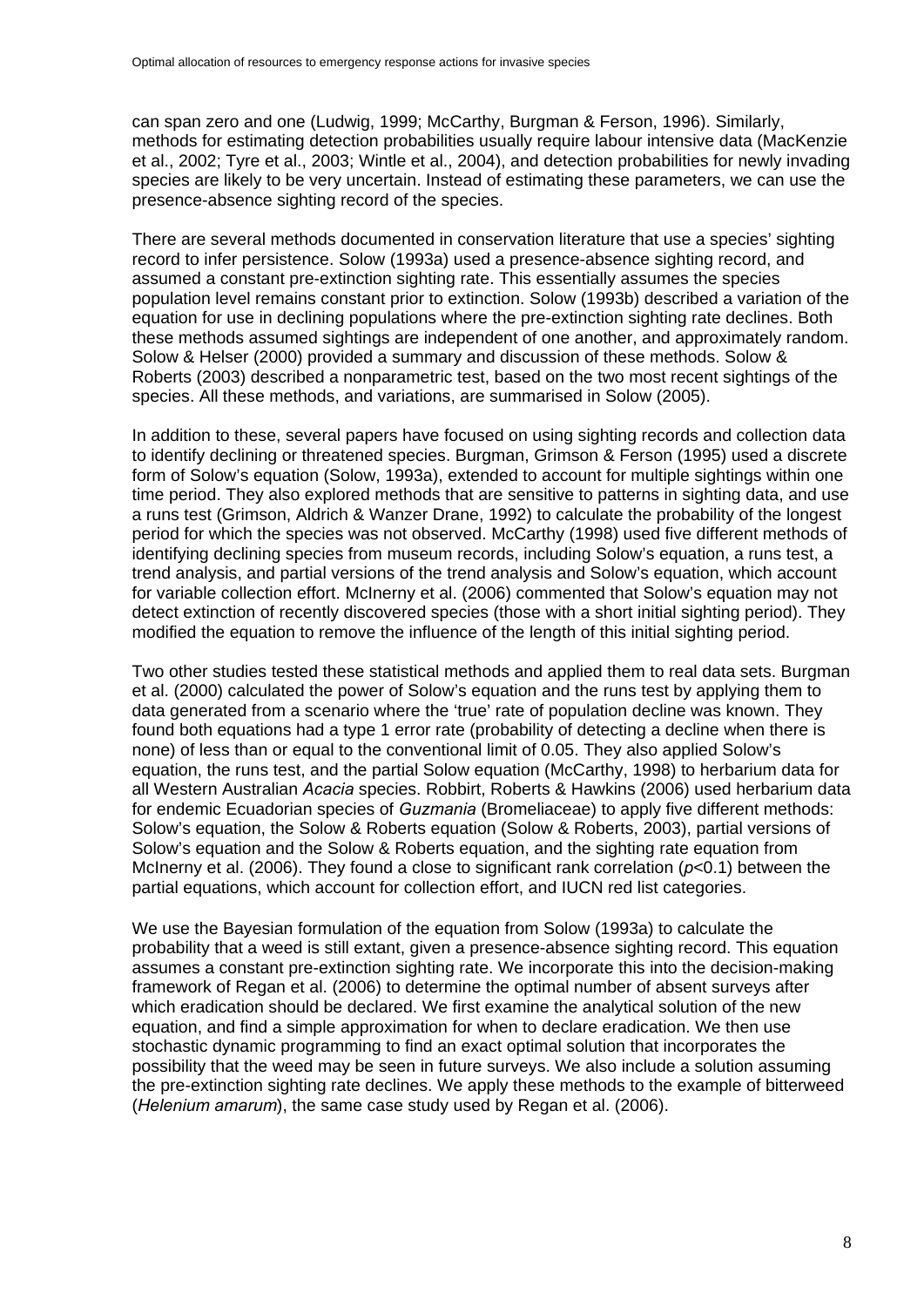can span zero and one (Ludwig, 1999; McCarthy, Burgman & Ferson, 1996). Similarly, methods for estimating detection probabilities usually require labour intensive data (MacKenzie et al., 2002; Tyre et al., 2003; Wintle et al., 2004), and detection probabilities for newly invading species are likely to be very uncertain. Instead of estimating these parameters, we can use the presence-absence sighting record of the species.

There are several methods documented in conservation literature that use a species' sighting record to infer persistence. Solow (1993a) used a presence-absence sighting record, and assumed a constant pre-extinction sighting rate. This essentially assumes the species population level remains constant prior to extinction. Solow (1993b) described a variation of the equation for use in declining populations where the pre-extinction sighting rate declines. Both these methods assumed sightings are independent of one another, and approximately random. Solow & Helser (2000) provided a summary and discussion of these methods. Solow & Roberts (2003) described a nonparametric test, based on the two most recent sightings of the species. All these methods, and variations, are summarised in Solow (2005).

In addition to these, several papers have focused on using sighting records and collection data to identify declining or threatened species. Burgman, Grimson & Ferson (1995) used a discrete form of Solow's equation (Solow, 1993a), extended to account for multiple sightings within one time period. They also explored methods that are sensitive to patterns in sighting data, and use a runs test (Grimson, Aldrich & Wanzer Drane, 1992) to calculate the probability of the longest period for which the species was not observed. McCarthy (1998) used five different methods of identifying declining species from museum records, including Solow's equation, a runs test, a trend analysis, and partial versions of the trend analysis and Solow's equation, which account for variable collection effort. McInerny et al. (2006) commented that Solow's equation may not detect extinction of recently discovered species (those with a short initial sighting period). They modified the equation to remove the influence of the length of this initial sighting period.

Two other studies tested these statistical methods and applied them to real data sets. Burgman et al. (2000) calculated the power of Solow's equation and the runs test by applying them to data generated from a scenario where the 'true' rate of population decline was known. They found both equations had a type 1 error rate (probability of detecting a decline when there is none) of less than or equal to the conventional limit of 0.05. They also applied Solow's equation, the runs test, and the partial Solow equation (McCarthy, 1998) to herbarium data for all Western Australian *Acacia* species. Robbirt, Roberts & Hawkins (2006) used herbarium data for endemic Ecuadorian species of *Guzmania* (Bromeliaceae) to apply five different methods: Solow's equation, the Solow & Roberts equation (Solow & Roberts, 2003), partial versions of Solow's equation and the Solow & Roberts equation, and the sighting rate equation from McInerny et al. (2006). They found a close to significant rank correlation ($p<0.1$) between the partial equations, which account for collection effort, and IUCN red list categories.

We use the Bayesian formulation of the equation from Solow (1993a) to calculate the probability that a weed is still extant, given a presence-absence sighting record. This equation assumes a constant pre-extinction sighting rate. We incorporate this into the decision-making framework of Regan et al. (2006) to determine the optimal number of absent surveys after which eradication should be declared. We first examine the analytical solution of the new equation, and find a simple approximation for when to declare eradication. We then use stochastic dynamic programming to find an exact optimal solution that incorporates the possibility that the weed may be seen in future surveys. We also include a solution assuming the pre-extinction sighting rate declines. We apply these methods to the example of bitterweed (*Helenium amarum*), the same case study used by Regan et al. (2006).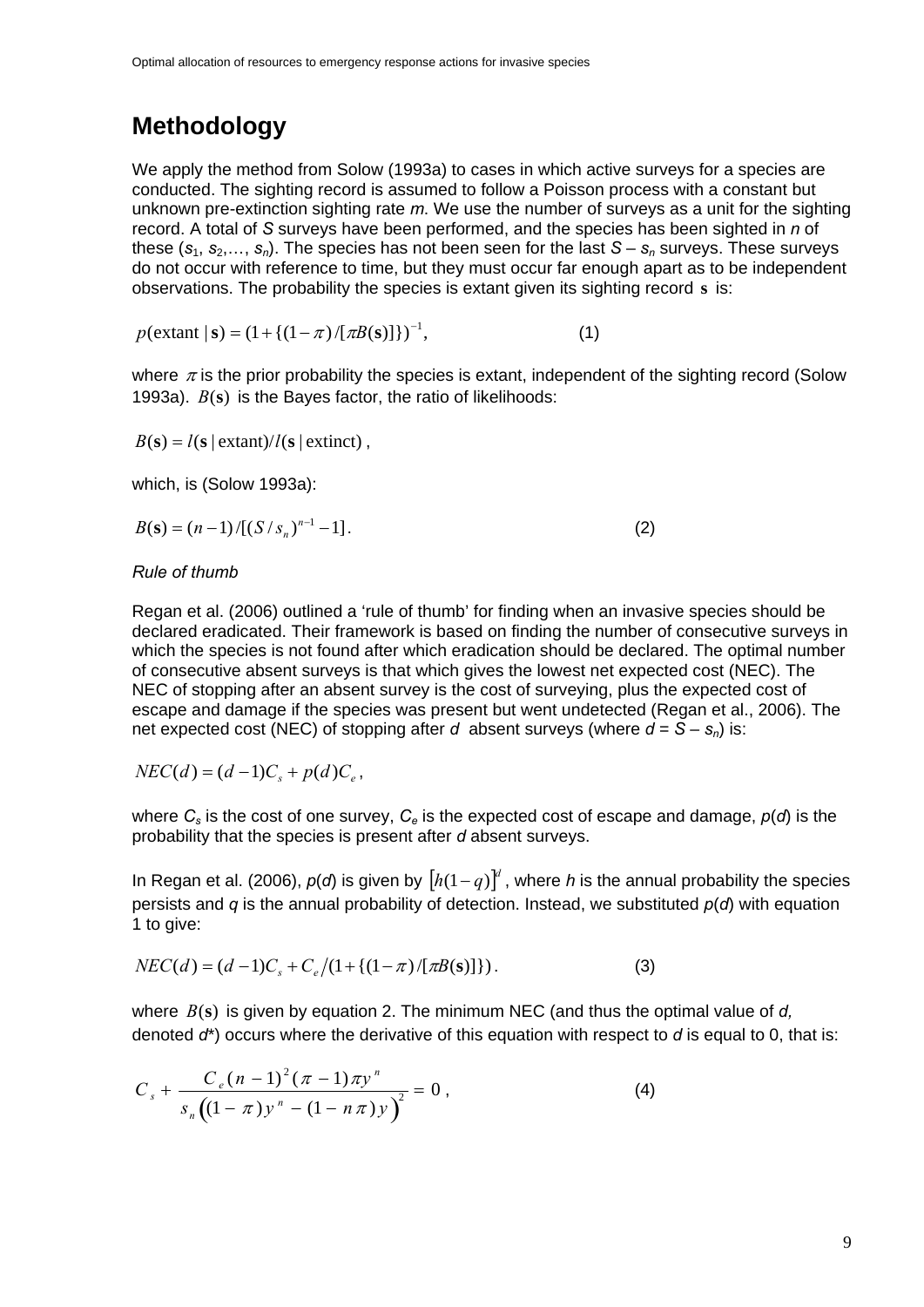## Methodology

We apply the method from Solow (1993a) to cases in which active surveys for a species are conducted. The sighting record is assumed to follow a Poisson process with a constant but unknown pre-extinction sighting rate *m*. We use the number of surveys as a unit for the sighting record. A total of *S* surveys have been performed, and the species has been sighted in *n* of these ($s_1, s_2, \ldots, s_n$). The species has not been seen for the last $S - s_n$ surveys. These surveys do not occur with reference to time, but they must occur far enough apart as to be independent observations. The probability the species is extant given its sighting record $\mathbf{s}$ is:

$$p(\text{extant} \mid \mathbf{s}) = (1 + \{(1-\pi)/[\pi B(\mathbf{s})]\})^{-1}, \qquad (1)$$

where $\pi$ is the prior probability the species is extant, independent of the sighting record (Solow 1993a). $B(\mathbf{s})$ is the Bayes factor, the ratio of likelihoods:

$$B(\mathbf{s}) = l(\mathbf{s} \mid \text{extant}) / l(\mathbf{s} \mid \text{extinct}),$$

which, is (Solow 1993a):

$$B(\mathbf{s}) = (n-1)/[(S/s_n)^{n-1} - 1]. \qquad (2)$$

*Rule of thumb*

Regan et al. (2006) outlined a 'rule of thumb' for finding when an invasive species should be declared eradicated. Their framework is based on finding the number of consecutive surveys in which the species is not found after which eradication should be declared. The optimal number of consecutive absent surveys is that which gives the lowest net expected cost (NEC). The NEC of stopping after an absent survey is the cost of surveying, plus the expected cost of escape and damage if the species was present but went undetected (Regan et al., 2006). The net expected cost (NEC) of stopping after *d* absent surveys (where $d = S - s_n$) is:

$$NEC(d) = (d-1)C_s + p(d)C_e,$$

where $C_s$ is the cost of one survey, $C_e$ is the expected cost of escape and damage, $p(d)$ is the probability that the species is present after *d* absent surveys.

In Regan et al. (2006), $p(d)$ is given by $[h(1-q)]^d$, where *h* is the annual probability the species persists and *q* is the annual probability of detection. Instead, we substituted $p(d)$ with equation 1 to give:

$$NEC(d) = (d-1)C_s + C_e / (1 + \{(1-\pi)/[\pi B(\mathbf{s})]\}). \qquad (3)$$

where $B(\mathbf{s})$ is given by equation 2. The minimum NEC (and thus the optimal value of *d*, denoted *d*\*) occurs where the derivative of this equation with respect to *d* is equal to 0, that is:

$$C_s + \frac{C_e (n-1)^2 (\pi - 1)\pi y^n}{s_n \left((1-\pi) y^n - (1 - n\pi) y\right)^2} = 0, \qquad (4)$$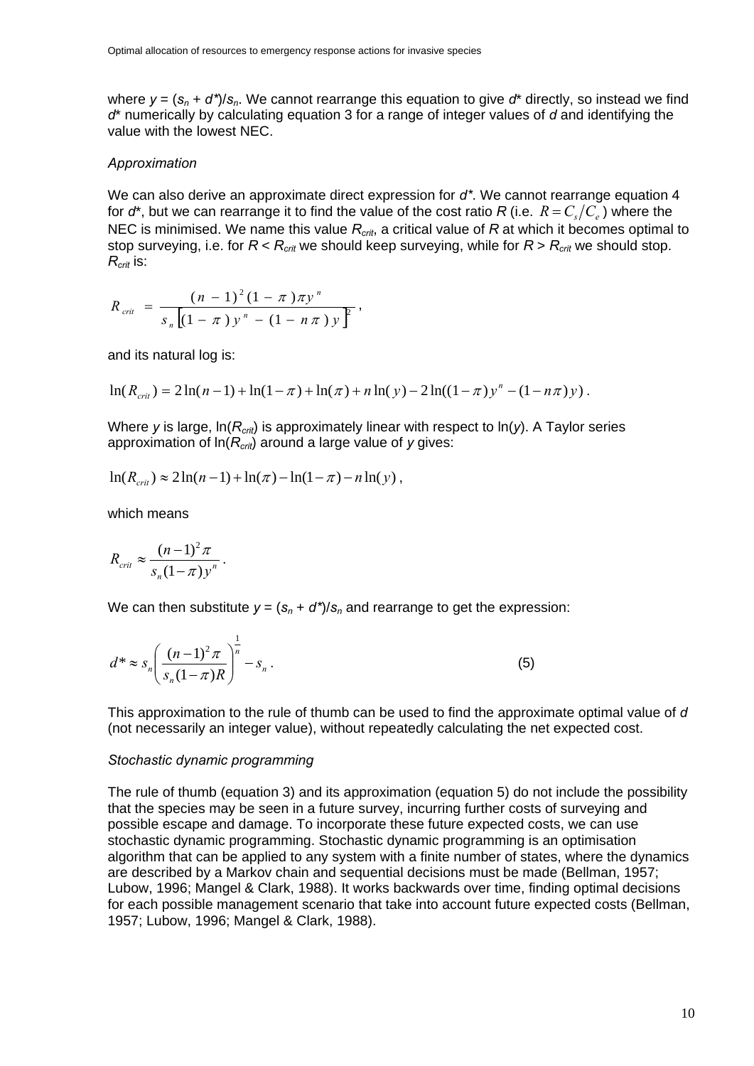where $y = (s_n + d^*)/s_n$. We cannot rearrange this equation to give $d^*$ directly, so instead we find $d^*$ numerically by calculating equation 3 for a range of integer values of $d$ and identifying the value with the lowest NEC.

*Approximation*

We can also derive an approximate direct expression for $d^*$. We cannot rearrange equation 4 for $d^*$, but we can rearrange it to find the value of the cost ratio $R$ (i.e. $R = C_s/C_e$) where the NEC is minimised. We name this value $R_{crit}$, a critical value of $R$ at which it becomes optimal to stop surveying, i.e. for $R < R_{crit}$ we should keep surveying, while for $R > R_{crit}$ we should stop. $R_{crit}$ is:

$$R_{crit} = \frac{(n-1)^2(1-\pi)\pi y^n}{s_n\left[(1-\pi)y^n - (1-n\pi)y\right]^2},$$

and its natural log is:

$$\ln(R_{crit}) = 2\ln(n-1) + \ln(1-\pi) + \ln(\pi) + n\ln(y) - 2\ln((1-\pi)y^n - (1-n\pi)y).$$

Where $y$ is large, $\ln(R_{crit})$ is approximately linear with respect to $\ln(y)$. A Taylor series approximation of $\ln(R_{crit})$ around a large value of $y$ gives:

$$\ln(R_{crit}) \approx 2\ln(n-1) + \ln(\pi) - \ln(1-\pi) - n\ln(y),$$

which means

$$R_{crit} \approx \frac{(n-1)^2\pi}{s_n(1-\pi)y^n}.$$

We can then substitute $y = (s_n + d^*)/s_n$ and rearrange to get the expression:

$$d^* \approx s_n\left(\frac{(n-1)^2\pi}{s_n(1-\pi)R}\right)^{\frac{1}{n}} - s_n. \tag{5}$$

This approximation to the rule of thumb can be used to find the approximate optimal value of $d$ (not necessarily an integer value), without repeatedly calculating the net expected cost.

*Stochastic dynamic programming*

The rule of thumb (equation 3) and its approximation (equation 5) do not include the possibility that the species may be seen in a future survey, incurring further costs of surveying and possible escape and damage. To incorporate these future expected costs, we can use stochastic dynamic programming. Stochastic dynamic programming is an optimisation algorithm that can be applied to any system with a finite number of states, where the dynamics are described by a Markov chain and sequential decisions must be made (Bellman, 1957; Lubow, 1996; Mangel & Clark, 1988). It works backwards over time, finding optimal decisions for each possible management scenario that take into account future expected costs (Bellman, 1957; Lubow, 1996; Mangel & Clark, 1988).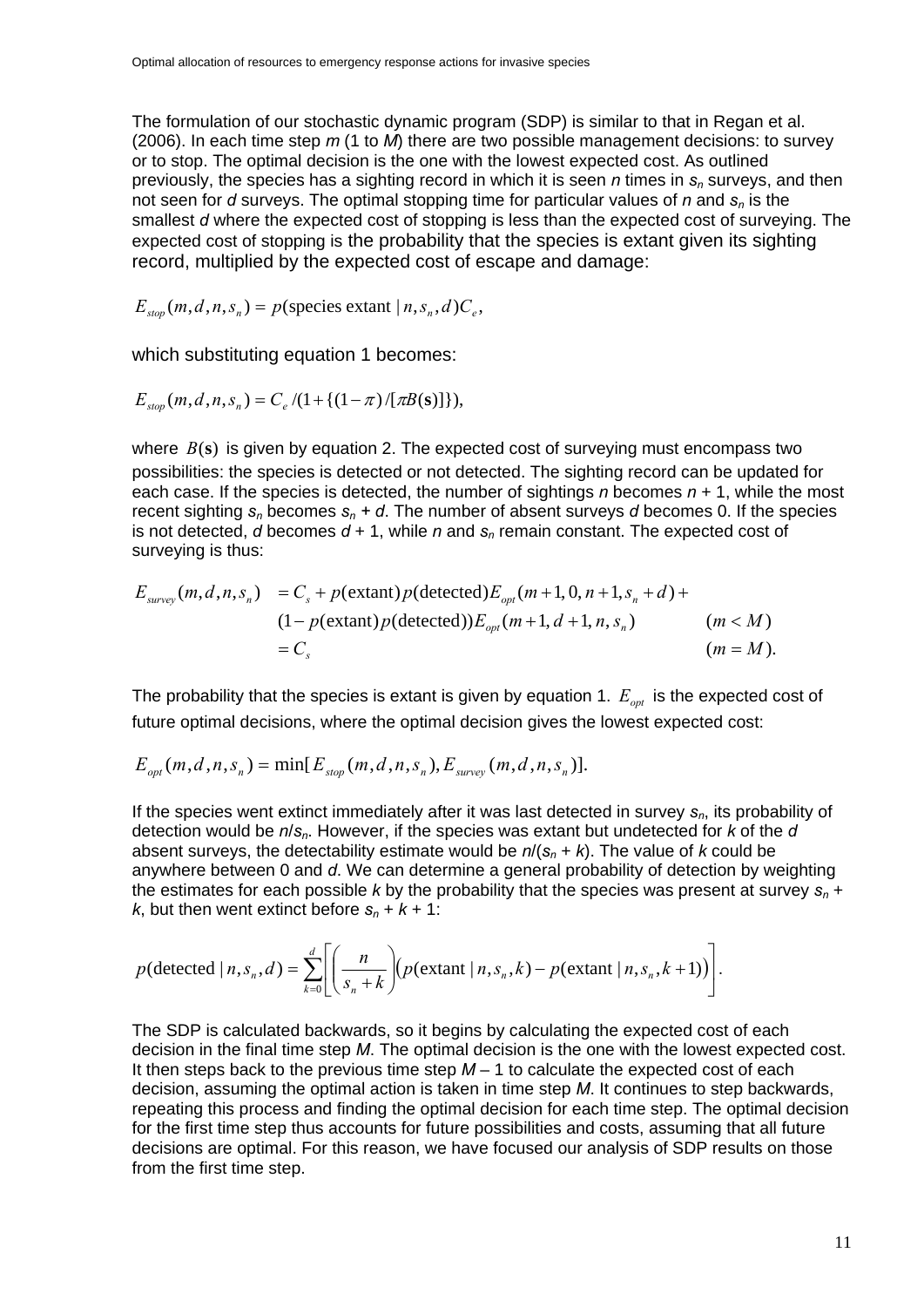The formulation of our stochastic dynamic program (SDP) is similar to that in Regan et al. (2006). In each time step $m$ (1 to $M$) there are two possible management decisions: to survey or to stop. The optimal decision is the one with the lowest expected cost. As outlined previously, the species has a sighting record in which it is seen $n$ times in $s_n$ surveys, and then not seen for $d$ surveys. The optimal stopping time for particular values of $n$ and $s_n$ is the smallest $d$ where the expected cost of stopping is less than the expected cost of surveying. The expected cost of stopping is the probability that the species is extant given its sighting record, multiplied by the expected cost of escape and damage:

$$E_{stop}(m,d,n,s_n) = p(\text{species extant} \mid n, s_n, d) C_e,$$

which substituting equation 1 becomes:

$$E_{stop}(m,d,n,s_n) = C_e / (1 + \{(1-\pi)/[\pi B(\mathbf{s})]\}),$$

where $B(\mathbf{s})$ is given by equation 2. The expected cost of surveying must encompass two possibilities: the species is detected or not detected. The sighting record can be updated for each case. If the species is detected, the number of sightings $n$ becomes $n + 1$, while the most recent sighting $s_n$ becomes $s_n + d$. The number of absent surveys $d$ becomes 0. If the species is not detected, $d$ becomes $d + 1$, while $n$ and $s_n$ remain constant. The expected cost of surveying is thus:

$$\begin{aligned}
E_{survey}(m,d,n,s_n) &= C_s + p(\text{extant})p(\text{detected})E_{opt}(m+1, 0, n+1, s_n+d) + \\
&\quad (1 - p(\text{extant})p(\text{detected}))E_{opt}(m+1, d+1, n, s_n) \qquad (m < M) \\
&= C_s \qquad (m = M).
\end{aligned}$$

The probability that the species is extant is given by equation 1. $E_{opt}$ is the expected cost of future optimal decisions, where the optimal decision gives the lowest expected cost:

$$E_{opt}(m,d,n,s_n) = \min[E_{stop}(m,d,n,s_n), E_{survey}(m,d,n,s_n)].$$

If the species went extinct immediately after it was last detected in survey $s_n$, its probability of detection would be $n/s_n$. However, if the species was extant but undetected for $k$ of the $d$ absent surveys, the detectability estimate would be $n/(s_n + k)$. The value of $k$ could be anywhere between 0 and $d$. We can determine a general probability of detection by weighting the estimates for each possible $k$ by the probability that the species was present at survey $s_n + k$, but then went extinct before $s_n + k + 1$:

$$p(\text{detected} \mid n, s_n, d) = \sum_{k=0}^{d} \left[ \left( \frac{n}{s_n + k} \right) \left( p(\text{extant} \mid n, s_n, k) - p(\text{extant} \mid n, s_n, k+1) \right) \right].$$

The SDP is calculated backwards, so it begins by calculating the expected cost of each decision in the final time step $M$. The optimal decision is the one with the lowest expected cost. It then steps back to the previous time step $M - 1$ to calculate the expected cost of each decision, assuming the optimal action is taken in time step $M$. It continues to step backwards, repeating this process and finding the optimal decision for each time step. The optimal decision for the first time step thus accounts for future possibilities and costs, assuming that all future decisions are optimal. For this reason, we have focused our analysis of SDP results on those from the first time step.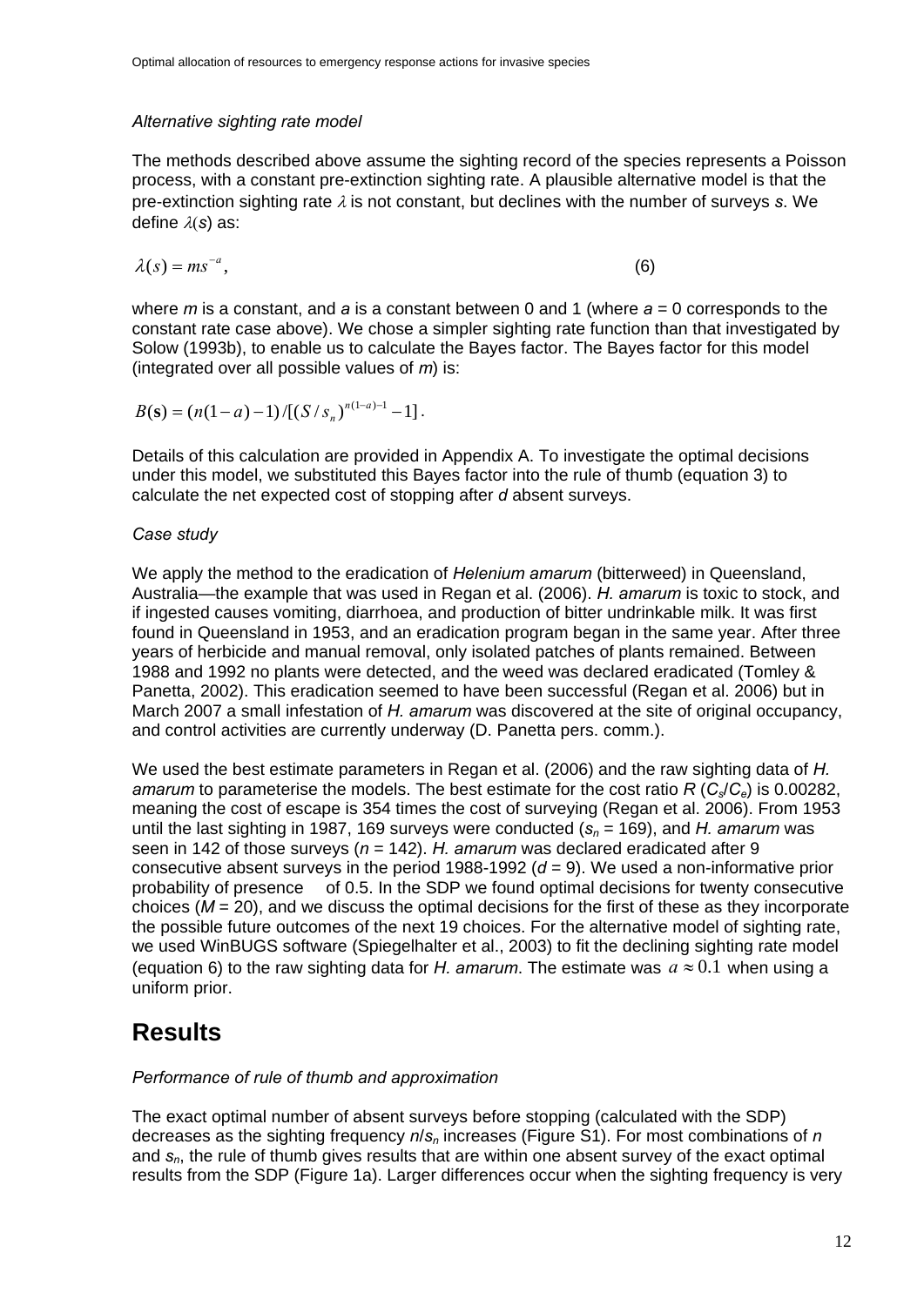*Alternative sighting rate model*

The methods described above assume the sighting record of the species represents a Poisson process, with a constant pre-extinction sighting rate. A plausible alternative model is that the pre-extinction sighting rate $\lambda$ is not constant, but declines with the number of surveys *s*. We define $\lambda(s)$ as:

$$\lambda(s) = ms^{-a}, \tag{6}$$

where *m* is a constant, and *a* is a constant between 0 and 1 (where $a = 0$ corresponds to the constant rate case above). We chose a simpler sighting rate function than that investigated by Solow (1993b), to enable us to calculate the Bayes factor. The Bayes factor for this model (integrated over all possible values of *m*) is:

$$B(\mathbf{s}) = (n(1-a)-1)/[(S/s_n)^{n(1-a)-1} - 1].$$

Details of this calculation are provided in Appendix A. To investigate the optimal decisions under this model, we substituted this Bayes factor into the rule of thumb (equation 3) to calculate the net expected cost of stopping after *d* absent surveys.

*Case study*

We apply the method to the eradication of *Helenium amarum* (bitterweed) in Queensland, Australia—the example that was used in Regan et al. (2006). *H. amarum* is toxic to stock, and if ingested causes vomiting, diarrhoea, and production of bitter undrinkable milk. It was first found in Queensland in 1953, and an eradication program began in the same year. After three years of herbicide and manual removal, only isolated patches of plants remained. Between 1988 and 1992 no plants were detected, and the weed was declared eradicated (Tomley & Panetta, 2002). This eradication seemed to have been successful (Regan et al. 2006) but in March 2007 a small infestation of *H. amarum* was discovered at the site of original occupancy, and control activities are currently underway (D. Panetta pers. comm.).

We used the best estimate parameters in Regan et al. (2006) and the raw sighting data of *H. amarum* to parameterise the models. The best estimate for the cost ratio *R* ($C_s/C_e$) is 0.00282, meaning the cost of escape is 354 times the cost of surveying (Regan et al. 2006). From 1953 until the last sighting in 1987, 169 surveys were conducted ($s_n = 169$), and *H. amarum* was seen in 142 of those surveys ($n = 142$). *H. amarum* was declared eradicated after 9 consecutive absent surveys in the period 1988-1992 ($d = 9$). We used a non-informative prior probability of presence of 0.5. In the SDP we found optimal decisions for twenty consecutive choices ($M = 20$), and we discuss the optimal decisions for the first of these as they incorporate the possible future outcomes of the next 19 choices. For the alternative model of sighting rate, we used WinBUGS software (Spiegelhalter et al., 2003) to fit the declining sighting rate model (equation 6) to the raw sighting data for *H. amarum*. The estimate was $a \approx 0.1$ when using a uniform prior.

# Results

*Performance of rule of thumb and approximation*

The exact optimal number of absent surveys before stopping (calculated with the SDP) decreases as the sighting frequency $n/s_n$ increases (Figure S1). For most combinations of *n* and $s_n$, the rule of thumb gives results that are within one absent survey of the exact optimal results from the SDP (Figure 1a). Larger differences occur when the sighting frequency is very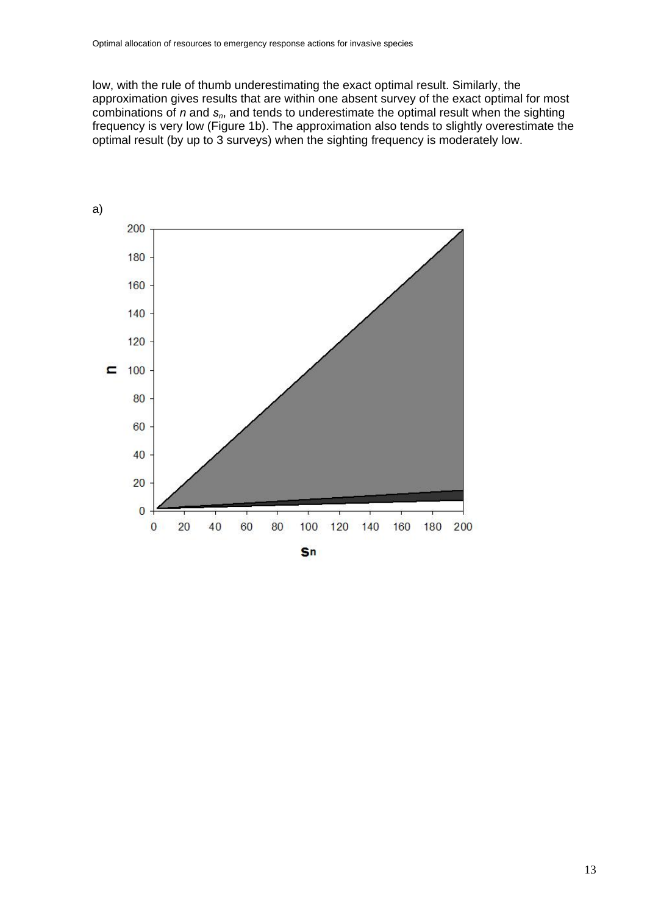low, with the rule of thumb underestimating the exact optimal result. Similarly, the approximation gives results that are within one absent survey of the exact optimal for most combinations of $n$ and $s_n$, and tends to underestimate the optimal result when the sighting frequency is very low (Figure 1b). The approximation also tends to slightly overestimate the optimal result (by up to 3 surveys) when the sighting frequency is moderately low.

a)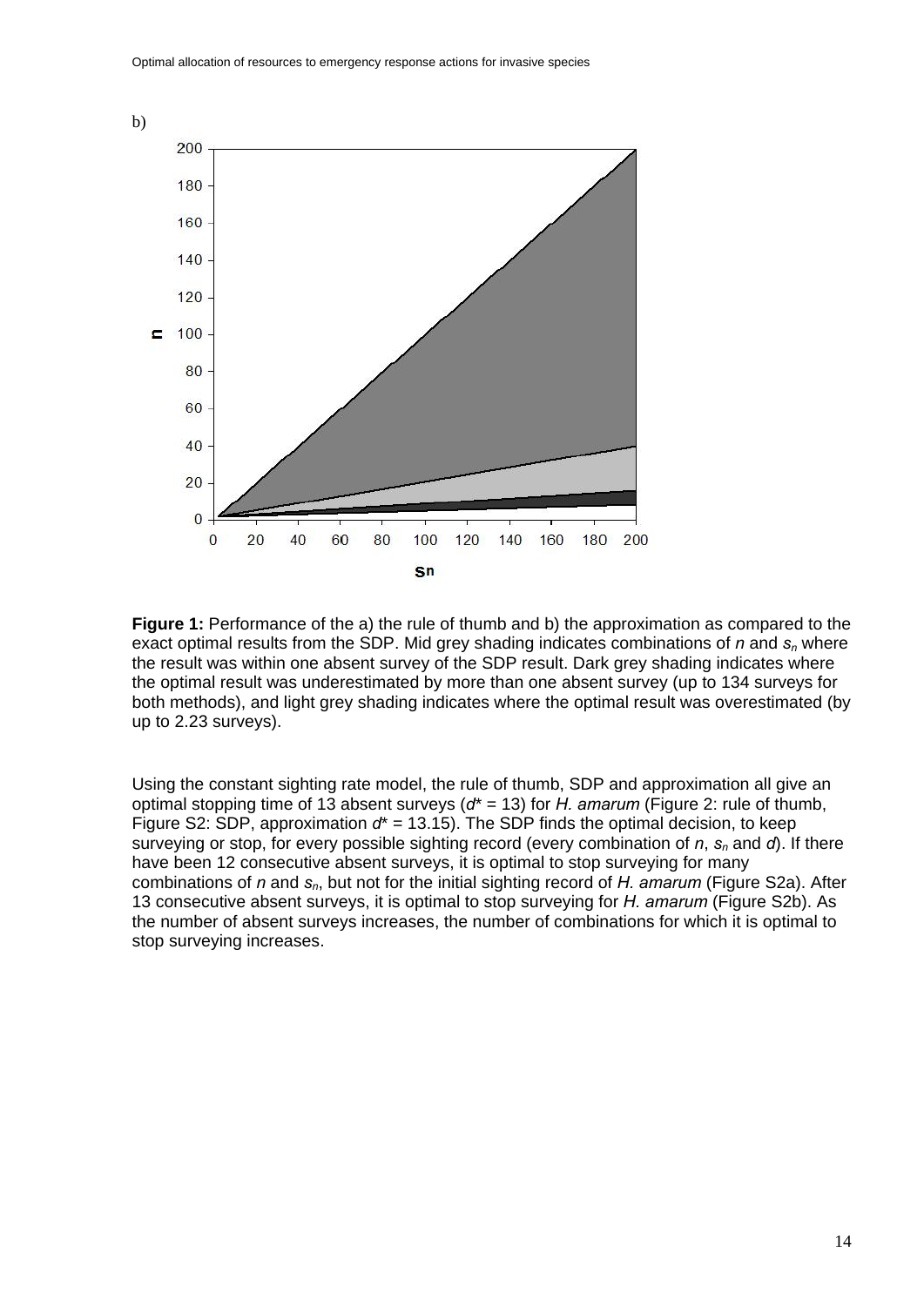b)

**Figure 1:** Performance of the a) the rule of thumb and b) the approximation as compared to the exact optimal results from the SDP. Mid grey shading indicates combinations of $n$ and $s_n$ where the result was within one absent survey of the SDP result. Dark grey shading indicates where the optimal result was underestimated by more than one absent survey (up to 134 surveys for both methods), and light grey shading indicates where the optimal result was overestimated (by up to 2.23 surveys).

Using the constant sighting rate model, the rule of thumb, SDP and approximation all give an optimal stopping time of 13 absent surveys ($d^* = 13$) for *H. amarum* (Figure 2: rule of thumb, Figure S2: SDP, approximation $d^* = 13.15$). The SDP finds the optimal decision, to keep surveying or stop, for every possible sighting record (every combination of $n$, $s_n$ and $d$). If there have been 12 consecutive absent surveys, it is optimal to stop surveying for many combinations of $n$ and $s_n$, but not for the initial sighting record of *H. amarum* (Figure S2a). After 13 consecutive absent surveys, it is optimal to stop surveying for *H. amarum* (Figure S2b). As the number of absent surveys increases, the number of combinations for which it is optimal to stop surveying increases.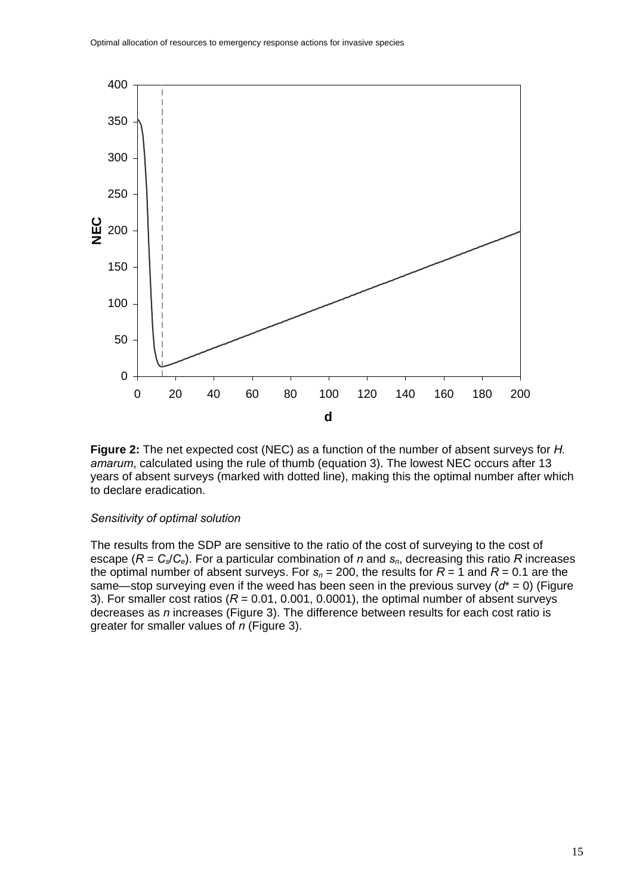**Figure 2:** The net expected cost (NEC) as a function of the number of absent surveys for *H. amarum*, calculated using the rule of thumb (equation 3). The lowest NEC occurs after 13 years of absent surveys (marked with dotted line), making this the optimal number after which to declare eradication.

*Sensitivity of optimal solution*

The results from the SDP are sensitive to the ratio of the cost of surveying to the cost of escape ($R = C_s/C_e$). For a particular combination of $n$ and $s_n$, decreasing this ratio $R$ increases the optimal number of absent surveys. For $s_n = 200$, the results for $R = 1$ and $R = 0.1$ are the same—stop surveying even if the weed has been seen in the previous survey ($d^* = 0$) (Figure 3). For smaller cost ratios ($R = 0.01, 0.001, 0.0001$), the optimal number of absent surveys decreases as $n$ increases (Figure 3). The difference between results for each cost ratio is greater for smaller values of $n$ (Figure 3).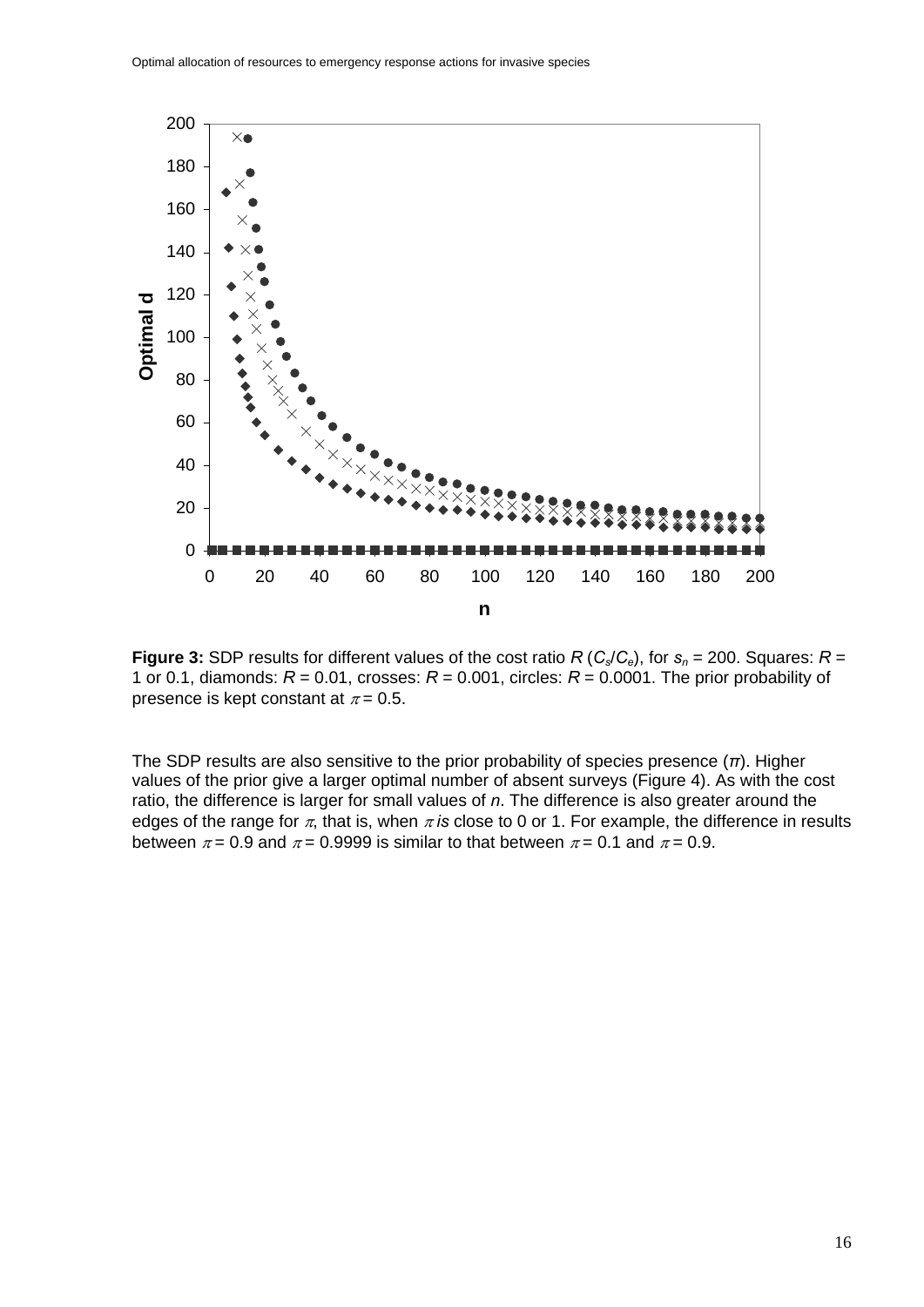**Figure 3:** SDP results for different values of the cost ratio $R$ ($C_s/C_e$), for $s_n$ = 200. Squares: $R$ = 1 or 0.1, diamonds: $R$ = 0.01, crosses: $R$ = 0.001, circles: $R$ = 0.0001. The prior probability of presence is kept constant at $\pi$ = 0.5.

The SDP results are also sensitive to the prior probability of species presence ($\pi$). Higher values of the prior give a larger optimal number of absent surveys (Figure 4). As with the cost ratio, the difference is larger for small values of $n$. The difference is also greater around the edges of the range for $\pi$, that is, when $\pi$ *is* close to 0 or 1. For example, the difference in results between $\pi$ = 0.9 and $\pi$ = 0.9999 is similar to that between $\pi$ = 0.1 and $\pi$ = 0.9.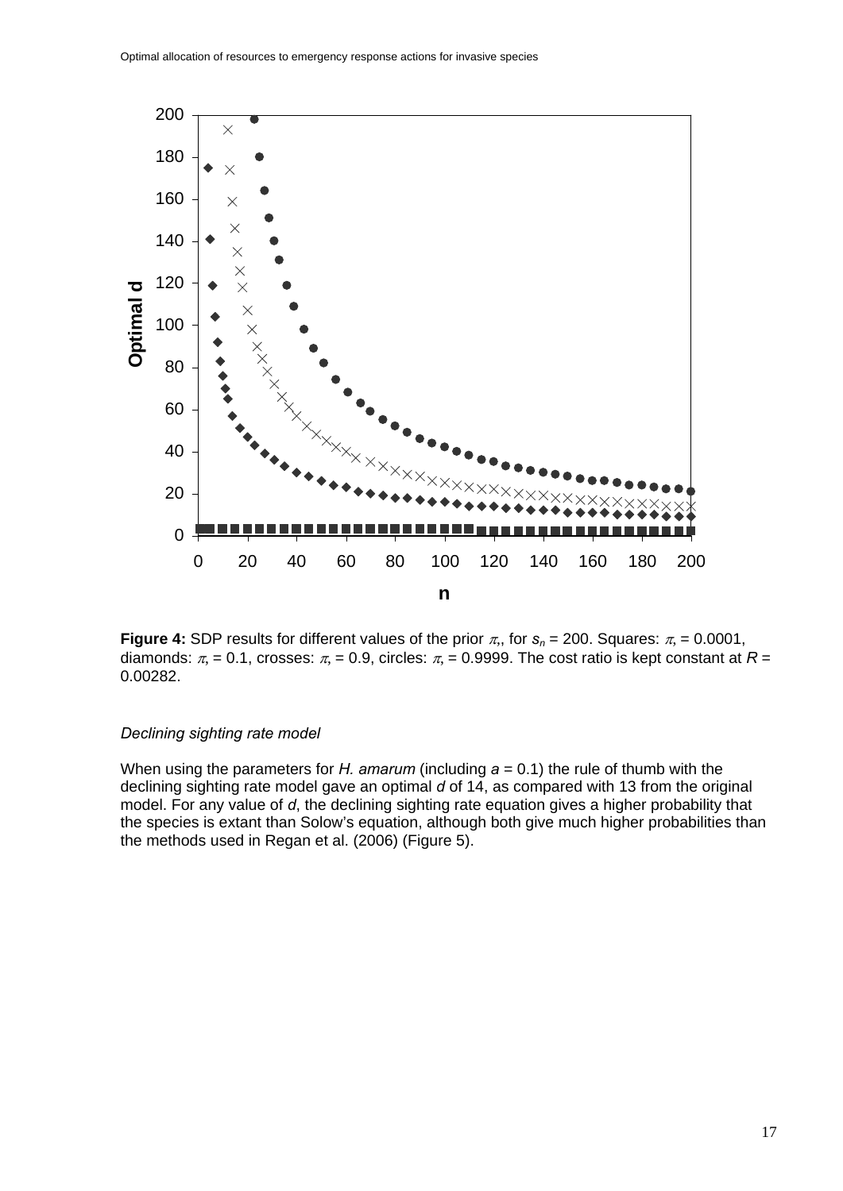**Figure 4:** SDP results for different values of the prior $\pi$,, for $s_n$ = 200. Squares: $\pi$, = 0.0001, diamonds: $\pi$, = 0.1, crosses: $\pi$, = 0.9, circles: $\pi$, = 0.9999. The cost ratio is kept constant at $R$ = 0.00282.

*Declining sighting rate model*

When using the parameters for *H. amarum* (including $a$ = 0.1) the rule of thumb with the declining sighting rate model gave an optimal $d$ of 14, as compared with 13 from the original model. For any value of $d$, the declining sighting rate equation gives a higher probability that the species is extant than Solow's equation, although both give much higher probabilities than the methods used in Regan et al. (2006) (Figure 5).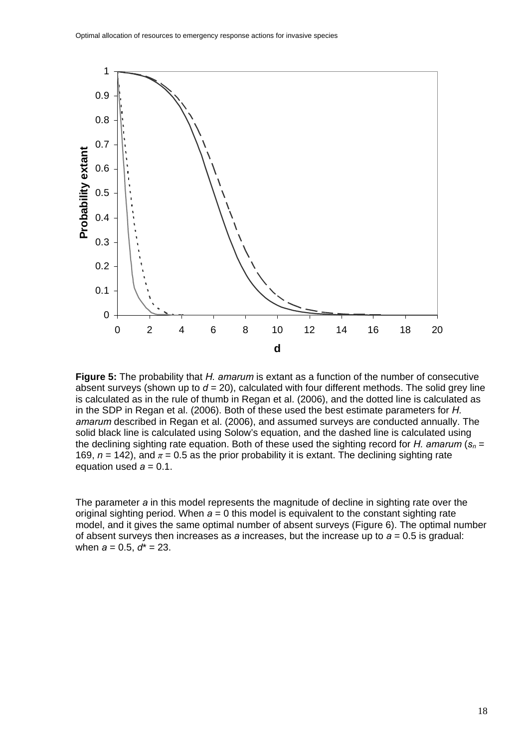**Figure 5:** The probability that *H. amarum* is extant as a function of the number of consecutive absent surveys (shown up to $d = 20$), calculated with four different methods. The solid grey line is calculated as in the rule of thumb in Regan et al. (2006), and the dotted line is calculated as in the SDP in Regan et al. (2006). Both of these used the best estimate parameters for *H. amarum* described in Regan et al. (2006), and assumed surveys are conducted annually. The solid black line is calculated using Solow's equation, and the dashed line is calculated using the declining sighting rate equation. Both of these used the sighting record for *H. amarum* ($s_n = 169$, $n = 142$), and $\pi = 0.5$ as the prior probability it is extant. The declining sighting rate equation used $a = 0.1$.

The parameter $a$ in this model represents the magnitude of decline in sighting rate over the original sighting period. When $a = 0$ this model is equivalent to the constant sighting rate model, and it gives the same optimal number of absent surveys (Figure 6). The optimal number of absent surveys then increases as $a$ increases, but the increase up to $a = 0.5$ is gradual: when $a = 0.5$, $d^* = 23$.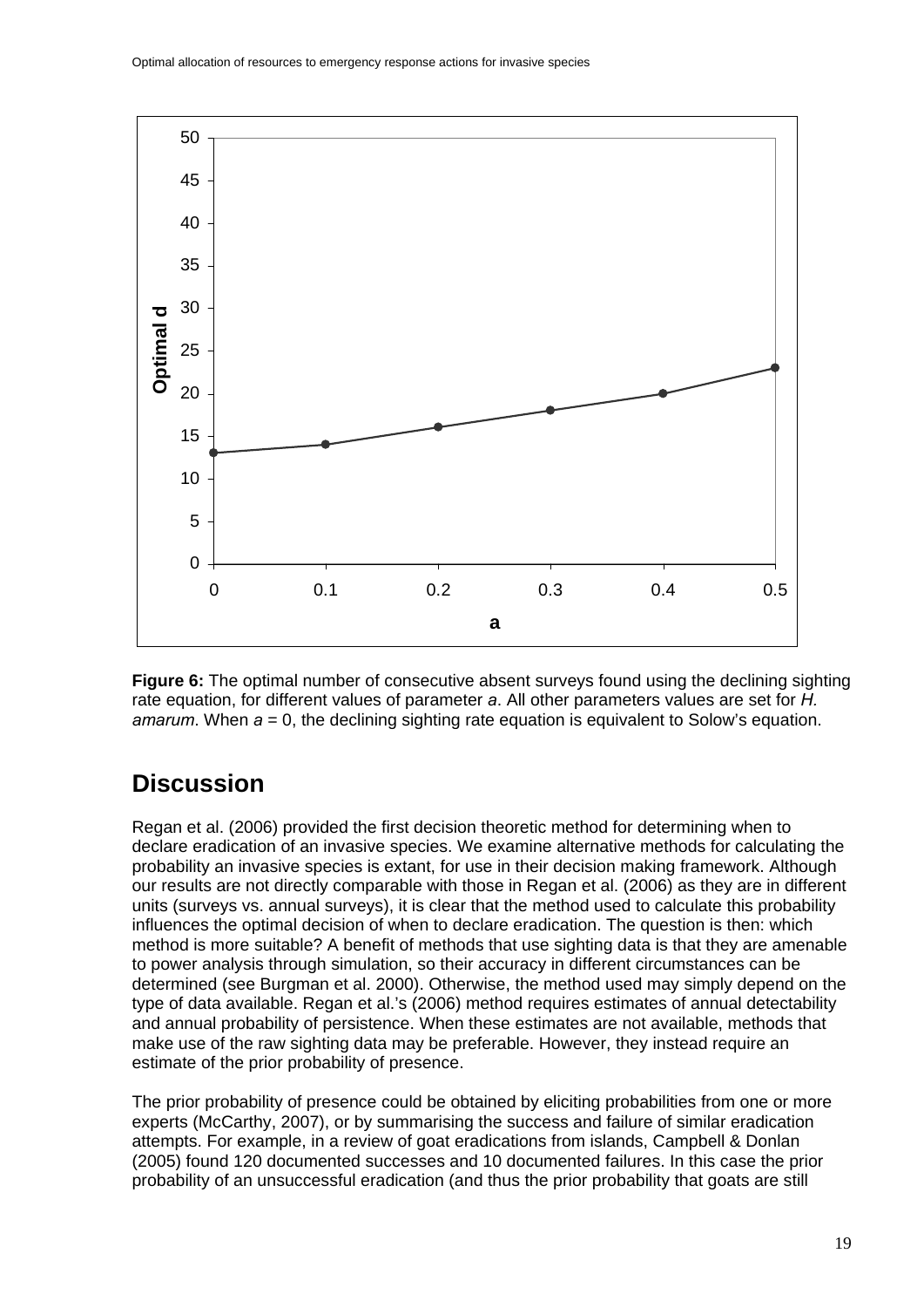**Figure 6:** The optimal number of consecutive absent surveys found using the declining sighting rate equation, for different values of parameter *a*. All other parameters values are set for *H. amarum*. When $a = 0$, the declining sighting rate equation is equivalent to Solow's equation.

## Discussion

Regan et al. (2006) provided the first decision theoretic method for determining when to declare eradication of an invasive species. We examine alternative methods for calculating the probability an invasive species is extant, for use in their decision making framework. Although our results are not directly comparable with those in Regan et al. (2006) as they are in different units (surveys vs. annual surveys), it is clear that the method used to calculate this probability influences the optimal decision of when to declare eradication. The question is then: which method is more suitable? A benefit of methods that use sighting data is that they are amenable to power analysis through simulation, so their accuracy in different circumstances can be determined (see Burgman et al. 2000). Otherwise, the method used may simply depend on the type of data available. Regan et al.'s (2006) method requires estimates of annual detectability and annual probability of persistence. When these estimates are not available, methods that make use of the raw sighting data may be preferable. However, they instead require an estimate of the prior probability of presence.

The prior probability of presence could be obtained by eliciting probabilities from one or more experts (McCarthy, 2007), or by summarising the success and failure of similar eradication attempts. For example, in a review of goat eradications from islands, Campbell & Donlan (2005) found 120 documented successes and 10 documented failures. In this case the prior probability of an unsuccessful eradication (and thus the prior probability that goats are still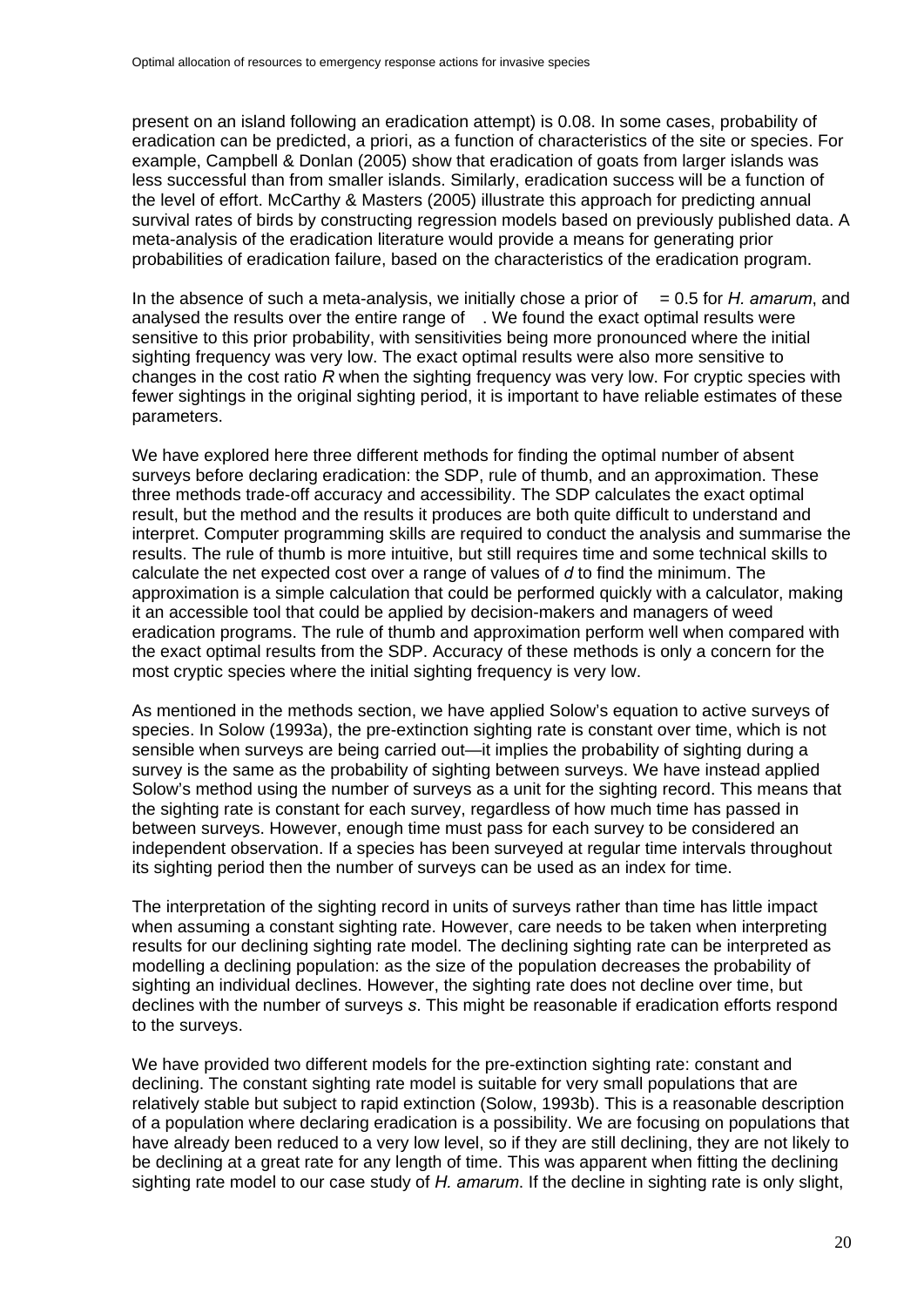present on an island following an eradication attempt) is 0.08. In some cases, probability of eradication can be predicted, a priori, as a function of characteristics of the site or species. For example, Campbell & Donlan (2005) show that eradication of goats from larger islands was less successful than from smaller islands. Similarly, eradication success will be a function of the level of effort. McCarthy & Masters (2005) illustrate this approach for predicting annual survival rates of birds by constructing regression models based on previously published data. A meta-analysis of the eradication literature would provide a means for generating prior probabilities of eradication failure, based on the characteristics of the eradication program.

In the absence of such a meta-analysis, we initially chose a prior of  = 0.5 for *H. amarum*, and analysed the results over the entire range of  . We found the exact optimal results were sensitive to this prior probability, with sensitivities being more pronounced where the initial sighting frequency was very low. The exact optimal results were also more sensitive to changes in the cost ratio *R* when the sighting frequency was very low. For cryptic species with fewer sightings in the original sighting period, it is important to have reliable estimates of these parameters.

We have explored here three different methods for finding the optimal number of absent surveys before declaring eradication: the SDP, rule of thumb, and an approximation. These three methods trade-off accuracy and accessibility. The SDP calculates the exact optimal result, but the method and the results it produces are both quite difficult to understand and interpret. Computer programming skills are required to conduct the analysis and summarise the results. The rule of thumb is more intuitive, but still requires time and some technical skills to calculate the net expected cost over a range of values of *d* to find the minimum. The approximation is a simple calculation that could be performed quickly with a calculator, making it an accessible tool that could be applied by decision-makers and managers of weed eradication programs. The rule of thumb and approximation perform well when compared with the exact optimal results from the SDP. Accuracy of these methods is only a concern for the most cryptic species where the initial sighting frequency is very low.

As mentioned in the methods section, we have applied Solow's equation to active surveys of species. In Solow (1993a), the pre-extinction sighting rate is constant over time, which is not sensible when surveys are being carried out—it implies the probability of sighting during a survey is the same as the probability of sighting between surveys. We have instead applied Solow's method using the number of surveys as a unit for the sighting record. This means that the sighting rate is constant for each survey, regardless of how much time has passed in between surveys. However, enough time must pass for each survey to be considered an independent observation. If a species has been surveyed at regular time intervals throughout its sighting period then the number of surveys can be used as an index for time.

The interpretation of the sighting record in units of surveys rather than time has little impact when assuming a constant sighting rate. However, care needs to be taken when interpreting results for our declining sighting rate model. The declining sighting rate can be interpreted as modelling a declining population: as the size of the population decreases the probability of sighting an individual declines. However, the sighting rate does not decline over time, but declines with the number of surveys *s*. This might be reasonable if eradication efforts respond to the surveys.

We have provided two different models for the pre-extinction sighting rate: constant and declining. The constant sighting rate model is suitable for very small populations that are relatively stable but subject to rapid extinction (Solow, 1993b). This is a reasonable description of a population where declaring eradication is a possibility. We are focusing on populations that have already been reduced to a very low level, so if they are still declining, they are not likely to be declining at a great rate for any length of time. This was apparent when fitting the declining sighting rate model to our case study of *H. amarum*. If the decline in sighting rate is only slight,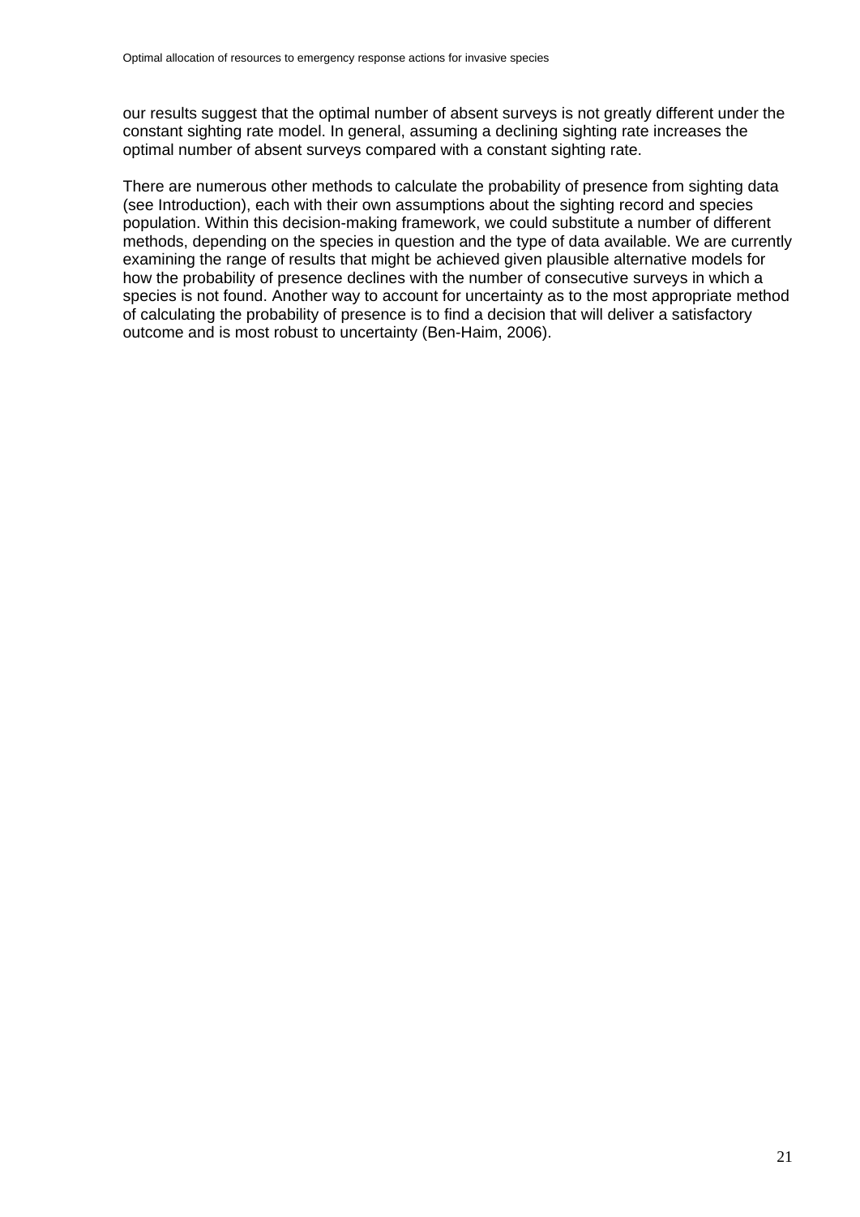our results suggest that the optimal number of absent surveys is not greatly different under the constant sighting rate model. In general, assuming a declining sighting rate increases the optimal number of absent surveys compared with a constant sighting rate.

There are numerous other methods to calculate the probability of presence from sighting data (see Introduction), each with their own assumptions about the sighting record and species population. Within this decision-making framework, we could substitute a number of different methods, depending on the species in question and the type of data available. We are currently examining the range of results that might be achieved given plausible alternative models for how the probability of presence declines with the number of consecutive surveys in which a species is not found. Another way to account for uncertainty as to the most appropriate method of calculating the probability of presence is to find a decision that will deliver a satisfactory outcome and is most robust to uncertainty (Ben-Haim, 2006).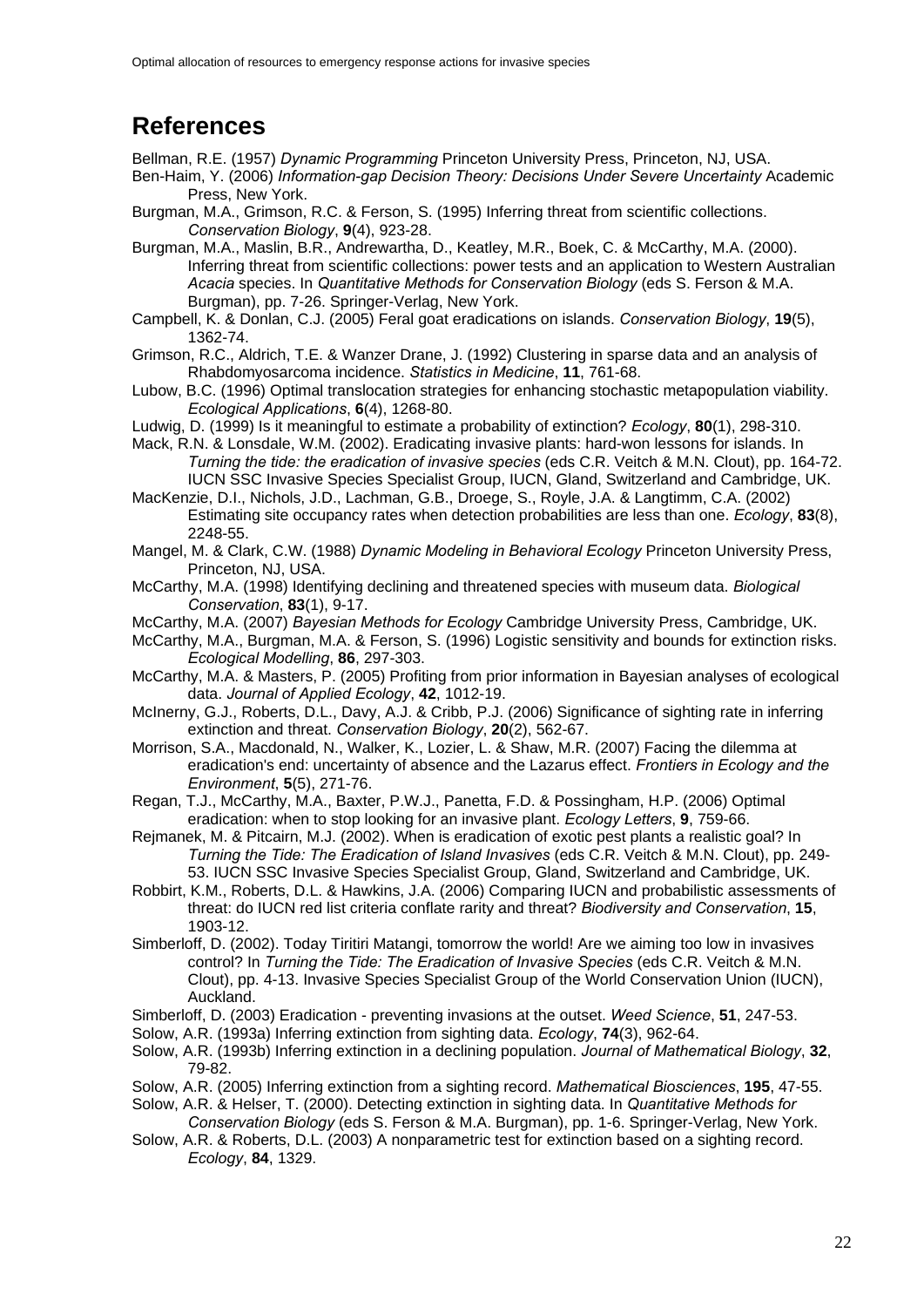## References

Bellman, R.E. (1957) *Dynamic Programming* Princeton University Press, Princeton, NJ, USA.

Ben-Haim, Y. (2006) *Information-gap Decision Theory: Decisions Under Severe Uncertainty* Academic Press, New York.

Burgman, M.A., Grimson, R.C. & Ferson, S. (1995) Inferring threat from scientific collections. *Conservation Biology*, **9**(4), 923-28.

Burgman, M.A., Maslin, B.R., Andrewartha, D., Keatley, M.R., Boek, C. & McCarthy, M.A. (2000). Inferring threat from scientific collections: power tests and an application to Western Australian *Acacia* species. In *Quantitative Methods for Conservation Biology* (eds S. Ferson & M.A. Burgman), pp. 7-26. Springer-Verlag, New York.

Campbell, K. & Donlan, C.J. (2005) Feral goat eradications on islands. *Conservation Biology*, **19**(5), 1362-74.

Grimson, R.C., Aldrich, T.E. & Wanzer Drane, J. (1992) Clustering in sparse data and an analysis of Rhabdomyosarcoma incidence. *Statistics in Medicine*, **11**, 761-68.

Lubow, B.C. (1996) Optimal translocation strategies for enhancing stochastic metapopulation viability. *Ecological Applications*, **6**(4), 1268-80.

Ludwig, D. (1999) Is it meaningful to estimate a probability of extinction? *Ecology*, **80**(1), 298-310.

Mack, R.N. & Lonsdale, W.M. (2002). Eradicating invasive plants: hard-won lessons for islands. In *Turning the tide: the eradication of invasive species* (eds C.R. Veitch & M.N. Clout), pp. 164-72. IUCN SSC Invasive Species Specialist Group, IUCN, Gland, Switzerland and Cambridge, UK.

MacKenzie, D.I., Nichols, J.D., Lachman, G.B., Droege, S., Royle, J.A. & Langtimm, C.A. (2002) Estimating site occupancy rates when detection probabilities are less than one. *Ecology*, **83**(8), 2248-55.

Mangel, M. & Clark, C.W. (1988) *Dynamic Modeling in Behavioral Ecology* Princeton University Press, Princeton, NJ, USA.

McCarthy, M.A. (1998) Identifying declining and threatened species with museum data. *Biological Conservation*, **83**(1), 9-17.

McCarthy, M.A. (2007) *Bayesian Methods for Ecology* Cambridge University Press, Cambridge, UK.

McCarthy, M.A., Burgman, M.A. & Ferson, S. (1996) Logistic sensitivity and bounds for extinction risks. *Ecological Modelling*, **86**, 297-303.

McCarthy, M.A. & Masters, P. (2005) Profiting from prior information in Bayesian analyses of ecological data. *Journal of Applied Ecology*, **42**, 1012-19.

McInerny, G.J., Roberts, D.L., Davy, A.J. & Cribb, P.J. (2006) Significance of sighting rate in inferring extinction and threat. *Conservation Biology*, **20**(2), 562-67.

Morrison, S.A., Macdonald, N., Walker, K., Lozier, L. & Shaw, M.R. (2007) Facing the dilemma at eradication's end: uncertainty of absence and the Lazarus effect. *Frontiers in Ecology and the Environment*, **5**(5), 271-76.

Regan, T.J., McCarthy, M.A., Baxter, P.W.J., Panetta, F.D. & Possingham, H.P. (2006) Optimal eradication: when to stop looking for an invasive plant. *Ecology Letters*, **9**, 759-66.

Rejmanek, M. & Pitcairn, M.J. (2002). When is eradication of exotic pest plants a realistic goal? In *Turning the Tide: The Eradication of Island Invasives* (eds C.R. Veitch & M.N. Clout), pp. 249-53. IUCN SSC Invasive Species Specialist Group, Gland, Switzerland and Cambridge, UK.

Robbirt, K.M., Roberts, D.L. & Hawkins, J.A. (2006) Comparing IUCN and probabilistic assessments of threat: do IUCN red list criteria conflate rarity and threat? *Biodiversity and Conservation*, **15**, 1903-12.

Simberloff, D. (2002). Today Tiritiri Matangi, tomorrow the world! Are we aiming too low in invasives control? In *Turning the Tide: The Eradication of Invasive Species* (eds C.R. Veitch & M.N. Clout), pp. 4-13. Invasive Species Specialist Group of the World Conservation Union (IUCN), Auckland.

Simberloff, D. (2003) Eradication - preventing invasions at the outset. *Weed Science*, **51**, 247-53.

Solow, A.R. (1993a) Inferring extinction from sighting data. *Ecology*, **74**(3), 962-64.

Solow, A.R. (1993b) Inferring extinction in a declining population. *Journal of Mathematical Biology*, **32**, 79-82.

Solow, A.R. (2005) Inferring extinction from a sighting record. *Mathematical Biosciences*, **195**, 47-55.

Solow, A.R. & Helser, T. (2000). Detecting extinction in sighting data. In *Quantitative Methods for Conservation Biology* (eds S. Ferson & M.A. Burgman), pp. 1-6. Springer-Verlag, New York.

Solow, A.R. & Roberts, D.L. (2003) A nonparametric test for extinction based on a sighting record. *Ecology*, **84**, 1329.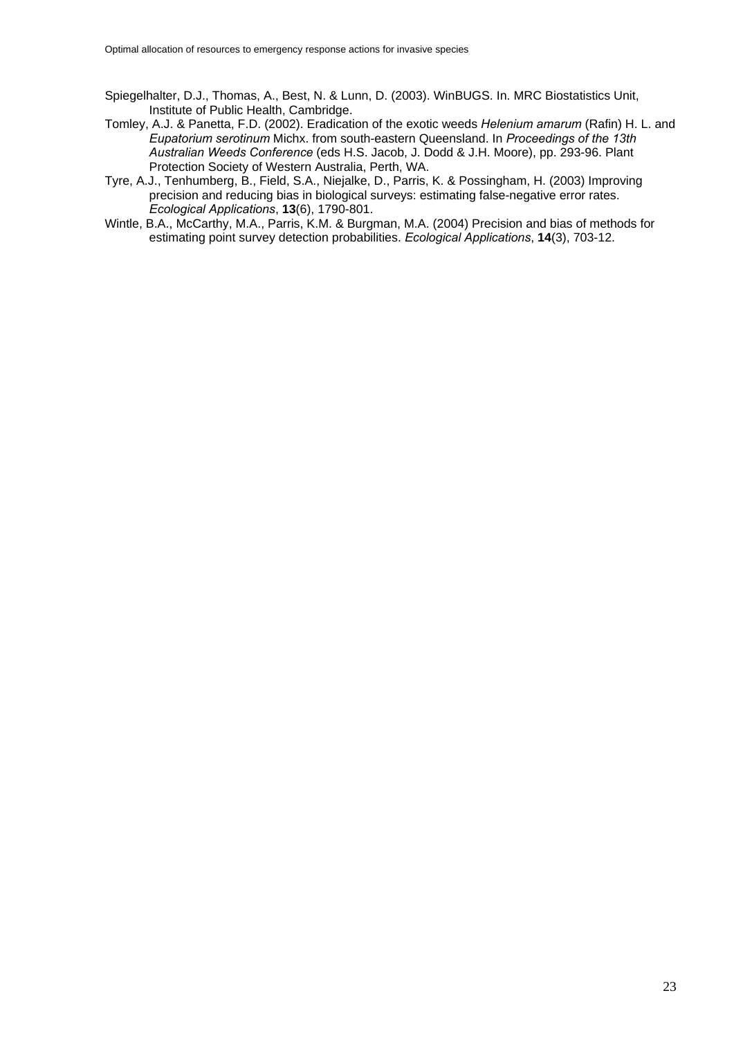Spiegelhalter, D.J., Thomas, A., Best, N. & Lunn, D. (2003). WinBUGS. In. MRC Biostatistics Unit, Institute of Public Health, Cambridge.

Tomley, A.J. & Panetta, F.D. (2002). Eradication of the exotic weeds *Helenium amarum* (Rafin) H. L. and *Eupatorium serotinum* Michx. from south-eastern Queensland. In *Proceedings of the 13th Australian Weeds Conference* (eds H.S. Jacob, J. Dodd & J.H. Moore), pp. 293-96. Plant Protection Society of Western Australia, Perth, WA.

Tyre, A.J., Tenhumberg, B., Field, S.A., Niejalke, D., Parris, K. & Possingham, H. (2003) Improving precision and reducing bias in biological surveys: estimating false-negative error rates. *Ecological Applications*, **13**(6), 1790-801.

Wintle, B.A., McCarthy, M.A., Parris, K.M. & Burgman, M.A. (2004) Precision and bias of methods for estimating point survey detection probabilities. *Ecological Applications*, **14**(3), 703-12.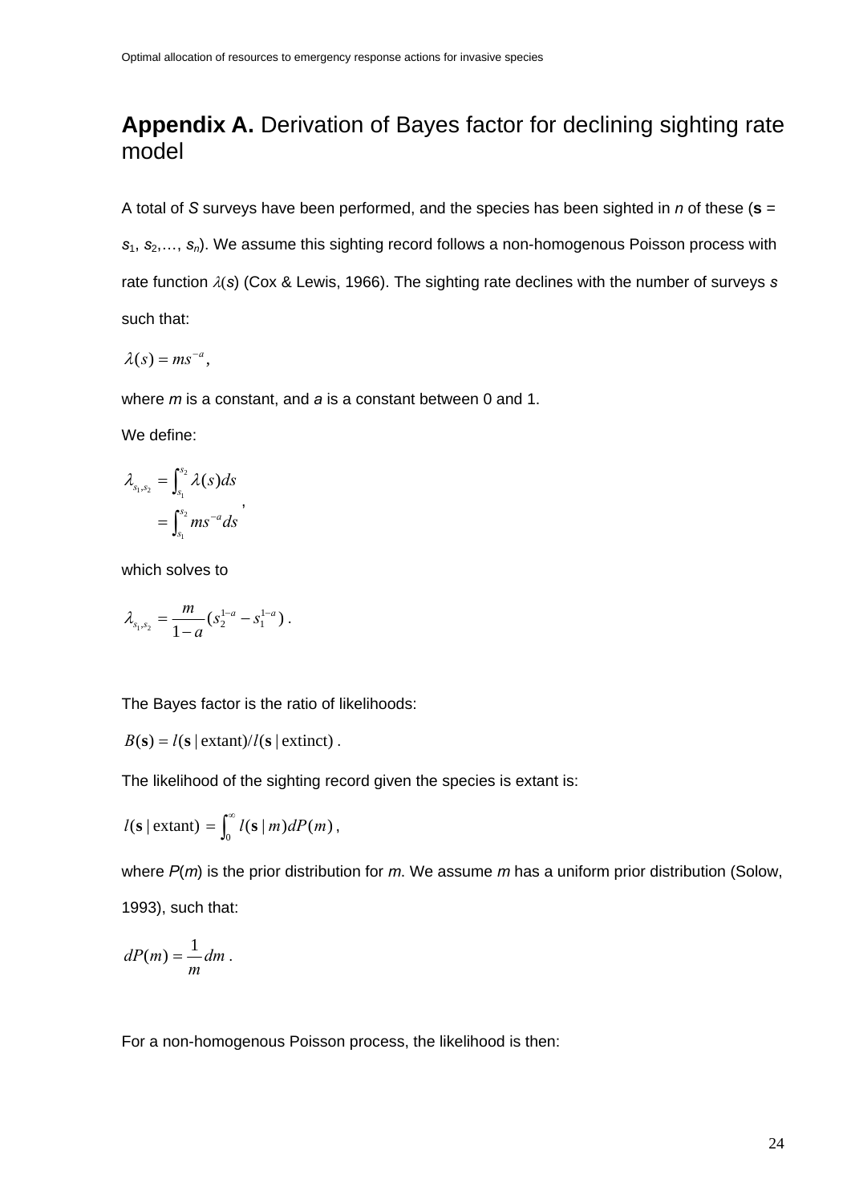## **Appendix A.** Derivation of Bayes factor for declining sighting rate model

A total of *S* surveys have been performed, and the species has been sighted in *n* of these (**s** = $s_1, s_2, \ldots, s_n$). We assume this sighting record follows a non-homogenous Poisson process with rate function $\lambda(s)$ (Cox & Lewis, 1966). The sighting rate declines with the number of surveys *s* such that:

$$\lambda(s) = ms^{-a},$$

where *m* is a constant, and *a* is a constant between 0 and 1.

We define:

$$\begin{aligned} \lambda_{s_1,s_2} &= \int_{s_1}^{s_2} \lambda(s)ds \\ &= \int_{s_1}^{s_2} ms^{-a}ds \end{aligned},$$

which solves to

$$\lambda_{s_1,s_2} = \frac{m}{1-a}(s_2^{1-a} - s_1^{1-a}) \ .$$

The Bayes factor is the ratio of likelihoods:

$$B(\mathbf{s}) = l(\mathbf{s} \mid \text{extant})/l(\mathbf{s} \mid \text{extinct}) \ .$$

The likelihood of the sighting record given the species is extant is:

$$l(\mathbf{s} \mid \text{extant}) = \int_0^\infty l(\mathbf{s} \mid m)dP(m) \, ,$$

where *P*(*m*) is the prior distribution for *m*. We assume *m* has a uniform prior distribution (Solow, 1993), such that:

$$dP(m) = \frac{1}{m}dm \ .$$

For a non-homogenous Poisson process, the likelihood is then: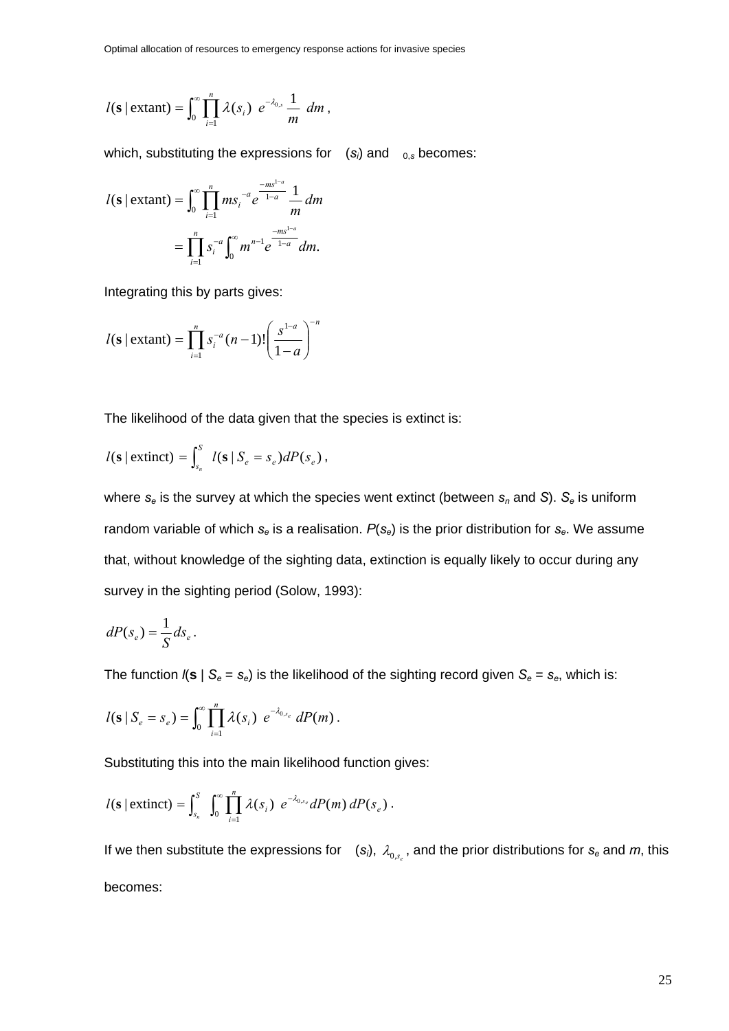$$l(\mathbf{s} \mid \text{extant}) = \int_0^\infty \prod_{i=1}^{n} \lambda(s_i)\ e^{-\lambda_{0,s}}\ \frac{1}{m}\ dm\ ,$$

which, substituting the expressions for $\lambda(s_i)$ and $\lambda_{0,s}$ becomes:

$$\begin{aligned} l(\mathbf{s} \mid \text{extant}) &= \int_0^\infty \prod_{i=1}^{n} m s_i^{-a} e^{\frac{-ms^{1-a}}{1-a}}\ \frac{1}{m}\, dm \\ &= \prod_{i=1}^{n} s_i^{-a} \int_0^\infty m^{n-1} e^{\frac{-ms^{1-a}}{1-a}}\, dm. \end{aligned}$$

Integrating this by parts gives:

$$l(\mathbf{s} \mid \text{extant}) = \prod_{i=1}^{n} s_i^{-a} (n-1)! \left( \frac{s^{1-a}}{1-a} \right)^{-n}$$

The likelihood of the data given that the species is extinct is:

$$l(\mathbf{s} \mid \text{extinct}) = \int_{s_n}^{S} \ l(\mathbf{s} \mid S_e = s_e) dP(s_e)\ ,$$

where $s_e$ is the survey at which the species went extinct (between $s_n$ and $S$). $S_e$ is uniform random variable of which $s_e$ is a realisation. $P(s_e)$ is the prior distribution for $s_e$. We assume that, without knowledge of the sighting data, extinction is equally likely to occur during any survey in the sighting period (Solow, 1993):

$$dP(s_e) = \frac{1}{S} ds_e\ .$$

The function $l(\mathbf{s} \mid S_e = s_e)$ is the likelihood of the sighting record given $S_e = s_e$, which is:

$$l(\mathbf{s} \mid S_e = s_e) = \int_0^\infty \prod_{i=1}^{n} \lambda(s_i)\ e^{-\lambda_{0,s_e}}\ dP(m)\ .$$

Substituting this into the main likelihood function gives:

$$l(\mathbf{s} \mid \text{extinct}) = \int_{s_n}^{S} \ \int_0^\infty \prod_{i=1}^{n} \lambda(s_i)\ e^{-\lambda_{0,s_e}} dP(m)\, dP(s_e)\ .$$

If we then substitute the expressions for $\lambda(s_i)$, $\lambda_{0,s_e}$, and the prior distributions for $s_e$ and $m$, this becomes: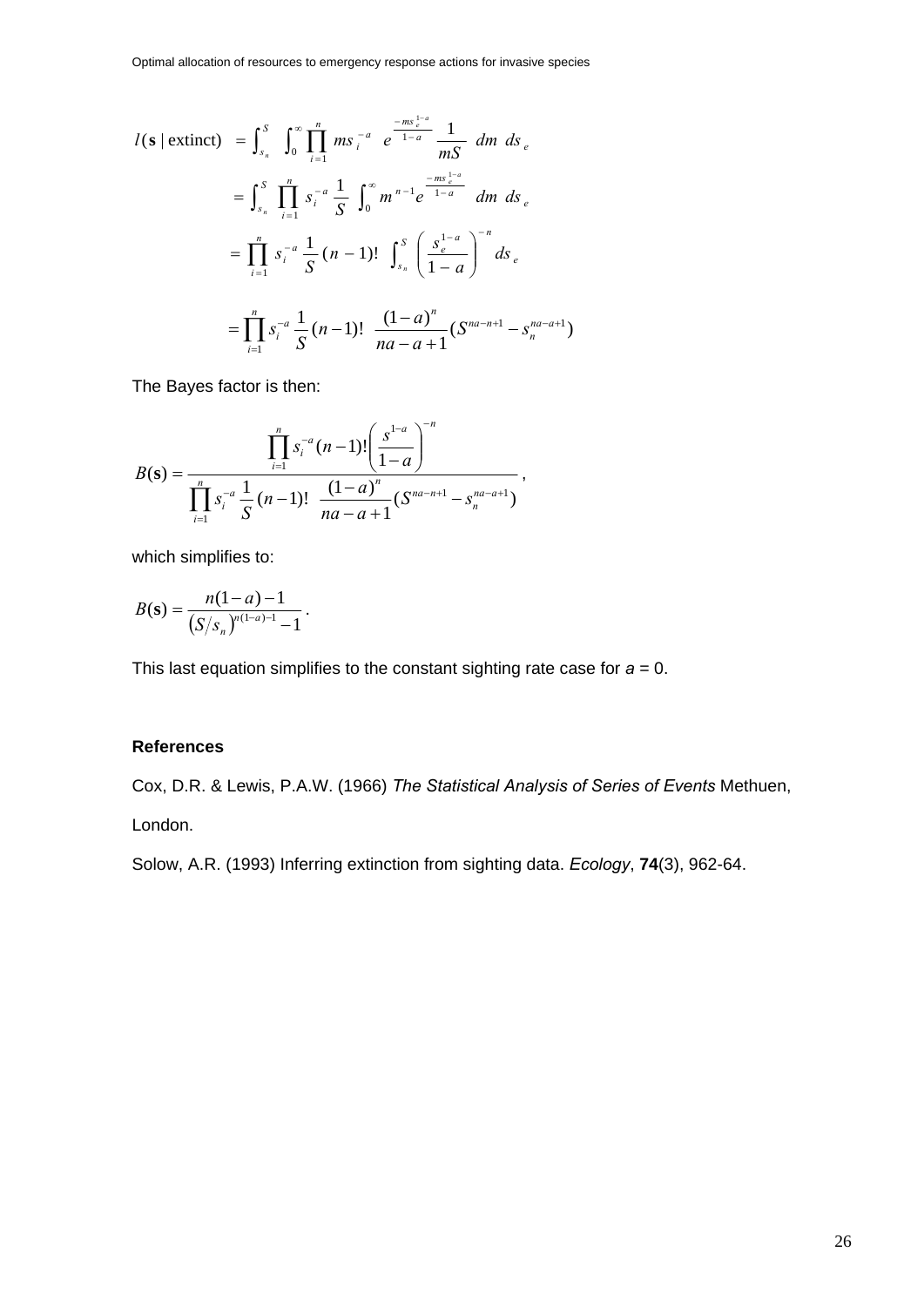$$
\begin{aligned}
l(\mathbf{s} \mid \text{extinct}) &= \int_{s_n}^{S} \int_0^{\infty} \prod_{i=1}^{n} m s_i^{-a} \; e^{\frac{-m s_e^{1-a}}{1-a}} \; \frac{1}{mS} \; dm \; ds_e \\
&= \int_{s_n}^{S} \prod_{i=1}^{n} s_i^{-a} \, \frac{1}{S} \int_0^{\infty} m^{n-1} e^{\frac{-m s_e^{1-a}}{1-a}} \; dm \; ds_e \\
&= \prod_{i=1}^{n} s_i^{-a} \, \frac{1}{S} \, (n-1)! \; \int_{s_n}^{S} \left( \frac{s_e^{1-a}}{1-a} \right)^{-n} ds_e \\
&= \prod_{i=1}^{n} s_i^{-a} \, \frac{1}{S} \, (n-1)! \; \frac{(1-a)^n}{na-a+1} (S^{na-n+1} - s_n^{na-a+1})
\end{aligned}
$$

The Bayes factor is then:

$$
B(\mathbf{s}) = \frac{\displaystyle\prod_{i=1}^{n} s_i^{-a} (n-1)! \left( \frac{s^{1-a}}{1-a} \right)^{-n}}{\displaystyle\prod_{i=1}^{n} s_i^{-a} \, \frac{1}{S} \, (n-1)! \; \frac{(1-a)^n}{na-a+1} (S^{na-n+1} - s_n^{na-a+1})} ,
$$

which simplifies to:

$$
B(\mathbf{s}) = \frac{n(1-a)-1}{\left(S/s_n\right)^{n(1-a)-1} - 1} .
$$

This last equation simplifies to the constant sighting rate case for $a = 0$.

### References

Cox, D.R. & Lewis, P.A.W. (1966) *The Statistical Analysis of Series of Events* Methuen, London.

Solow, A.R. (1993) Inferring extinction from sighting data. *Ecology*, **74**(3), 962-64.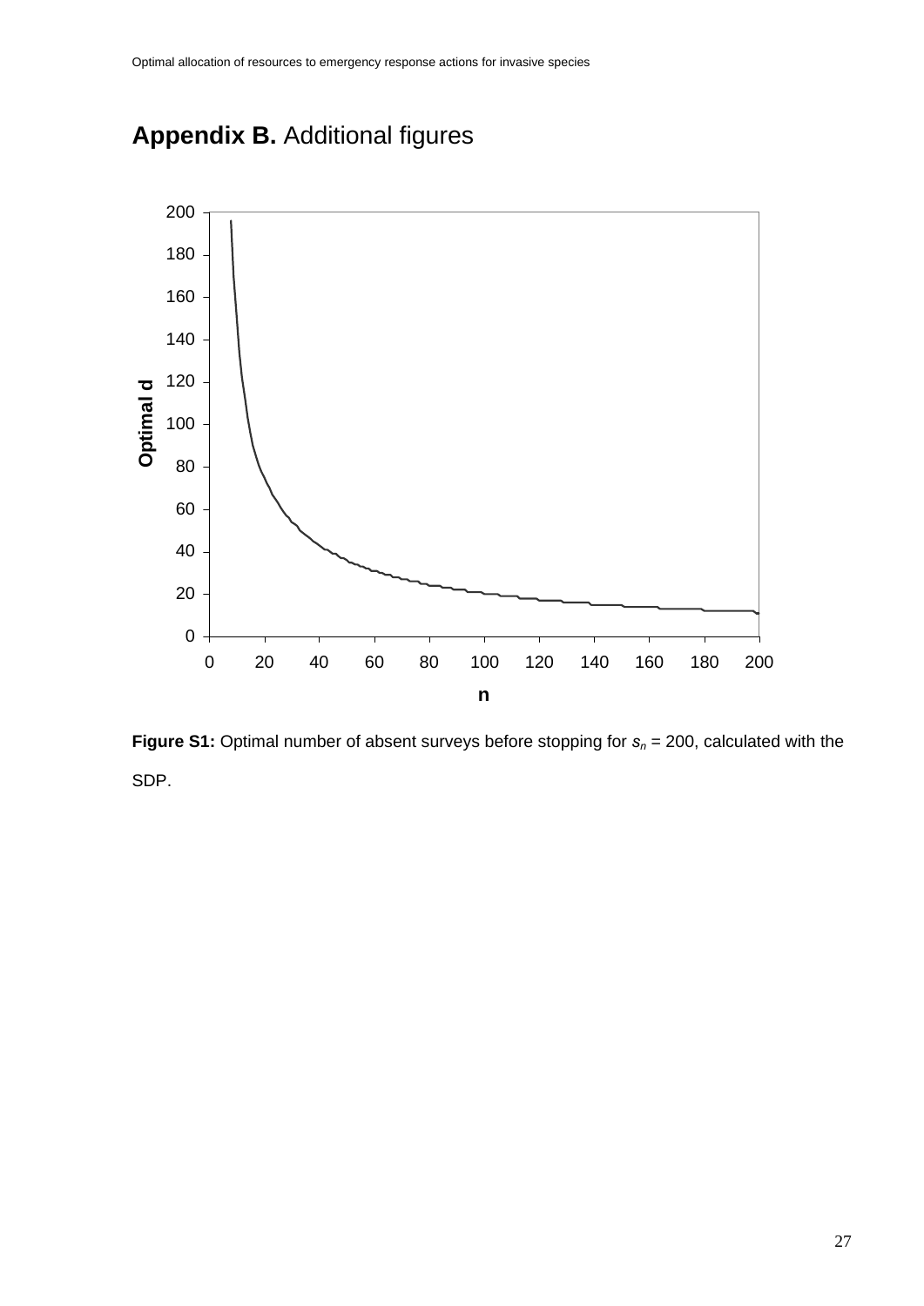# **Appendix B.** Additional figures

**Figure S1:** Optimal number of absent surveys before stopping for $s_n$ = 200, calculated with the SDP.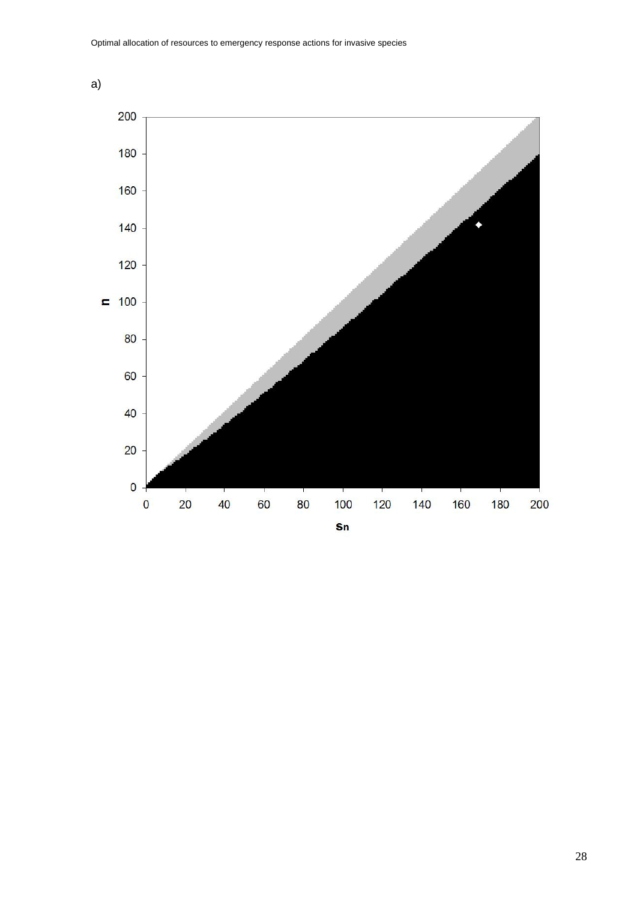a)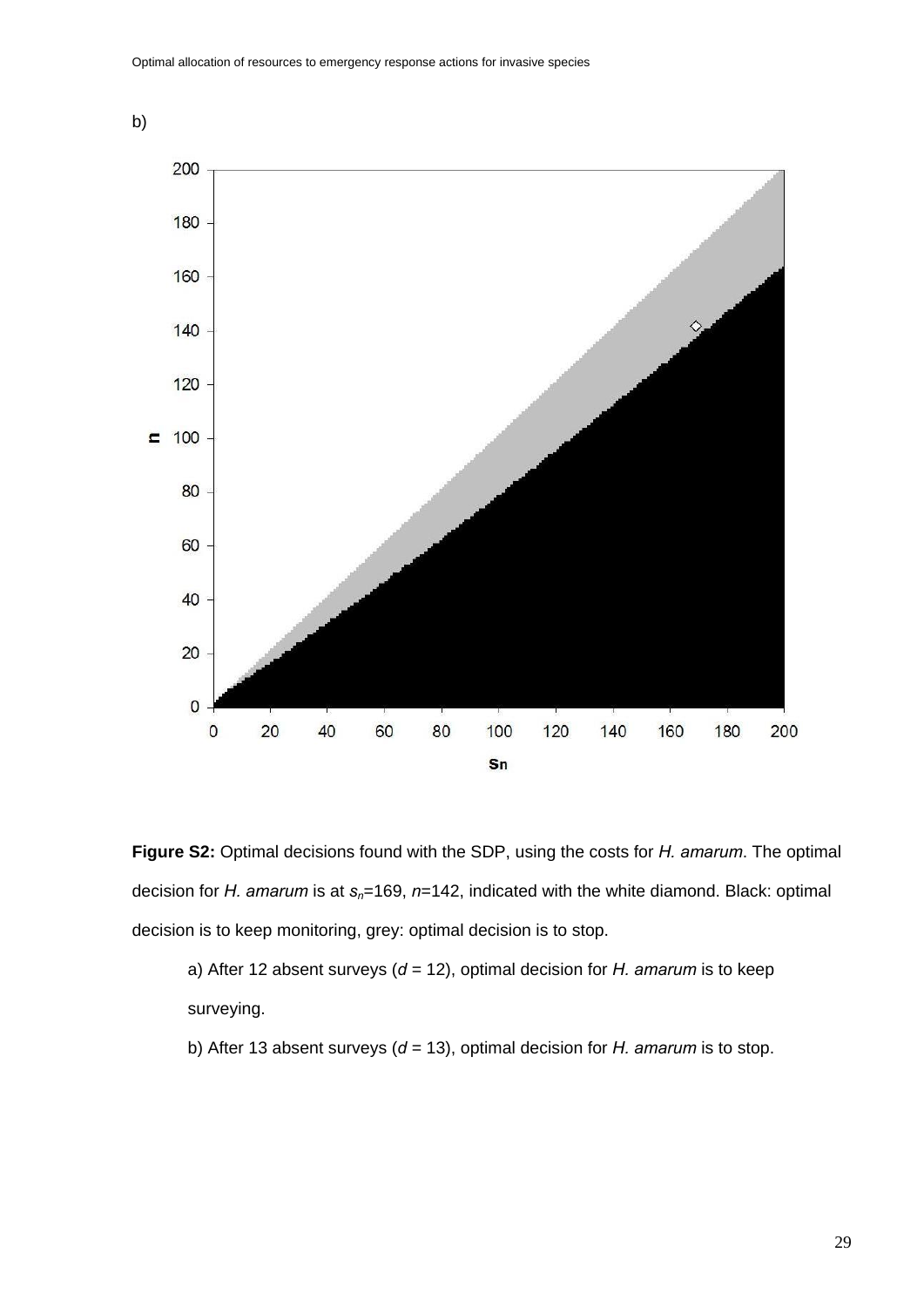b)

200
180
160
140
120
n 100
80
60
40
20
0
0 20 40 60 80 100 120 140 160 180 200
sn

**Figure S2:** Optimal decisions found with the SDP, using the costs for *H. amarum*. The optimal decision for *H. amarum* is at $s_n$=169, $n$=142, indicated with the white diamond. Black: optimal decision is to keep monitoring, grey: optimal decision is to stop.

a) After 12 absent surveys ($d$ = 12), optimal decision for *H. amarum* is to keep surveying.

b) After 13 absent surveys ($d$ = 13), optimal decision for *H. amarum* is to stop.